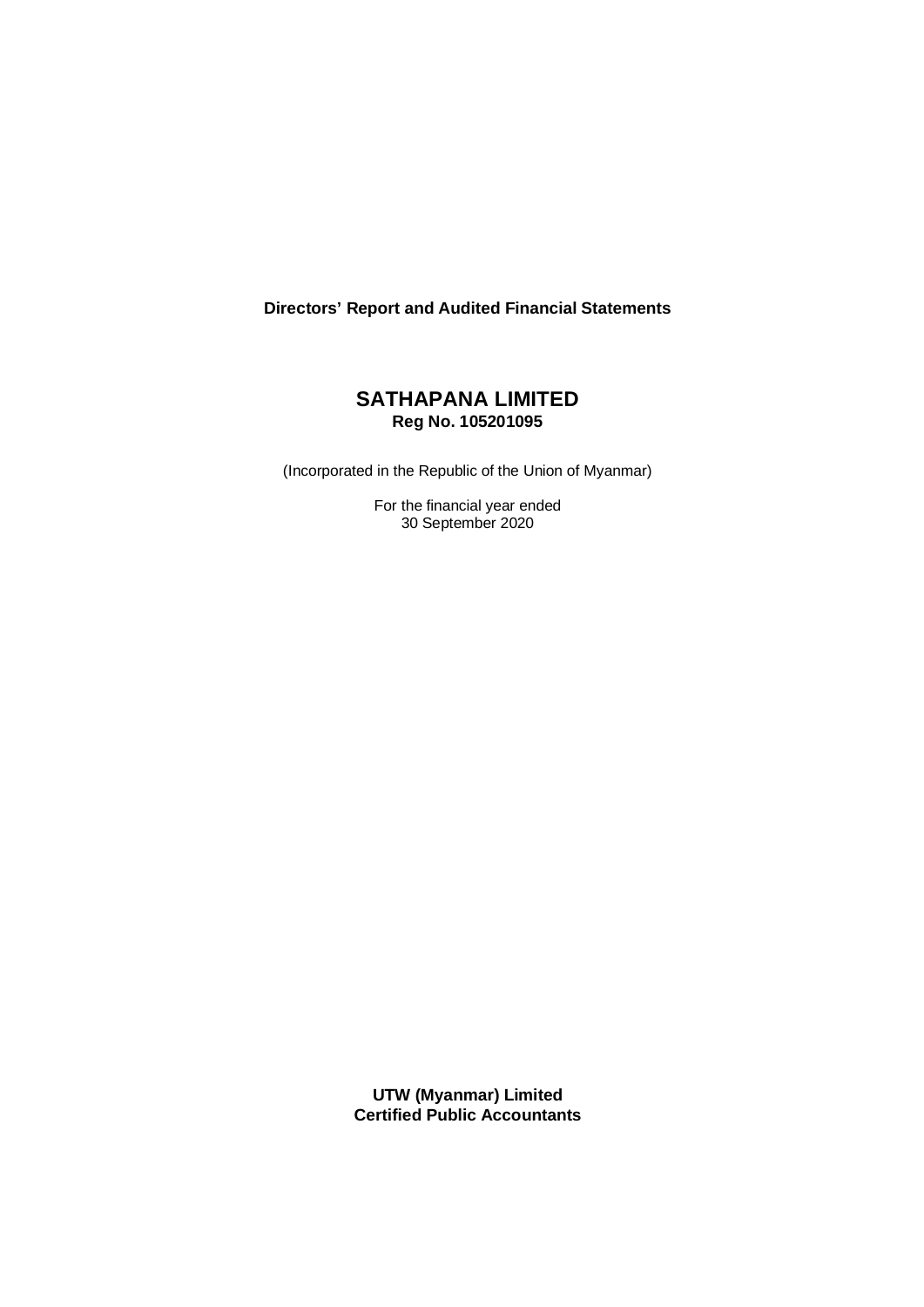**Directors' Report and Audited Financial Statements**

# SATHAPANA LIMITED

**Reg No. 105201095**

(Incorporated in the Republic of the Union of Myanmar)

For the financial year ended
30 September 2020

**UTW (Myanmar) Limited**
**Certified Public Accountants**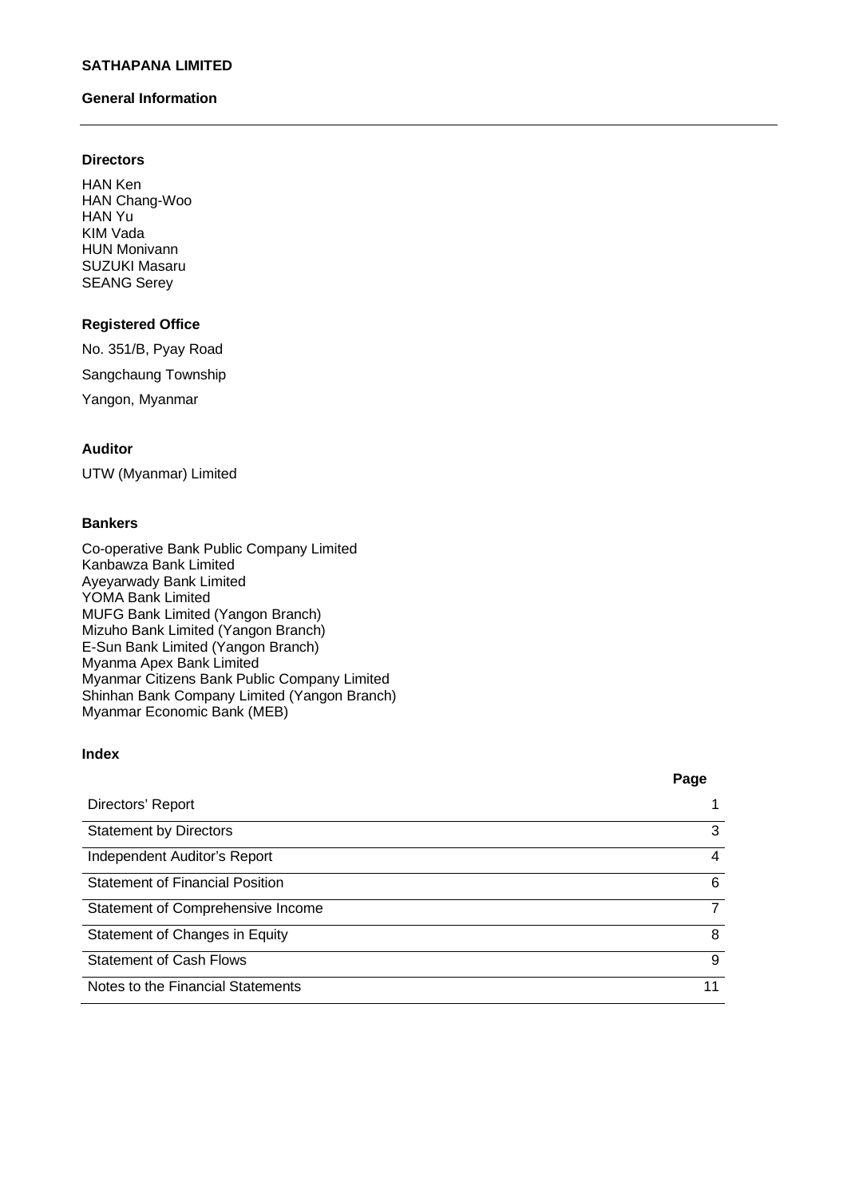**SATHAPANA LIMITED**

**General Information**

---

### Directors

HAN Ken
HAN Chang-Woo
HAN Yu
KIM Vada
HUN Monivann
SUZUKI Masaru
SEANG Serey

### Registered Office

No. 351/B, Pyay Road

Sangchaung Township

Yangon, Myanmar

### Auditor

UTW (Myanmar) Limited

### Bankers

Co-operative Bank Public Company Limited
Kanbawza Bank Limited
Ayeyarwady Bank Limited
YOMA Bank Limited
MUFG Bank Limited (Yangon Branch)
Mizuho Bank Limited (Yangon Branch)
E-Sun Bank Limited (Yangon Branch)
Myanma Apex Bank Limited
Myanmar Citizens Bank Public Company Limited
Shinhan Bank Company Limited (Yangon Branch)
Myanmar Economic Bank (MEB)

### Index

| | Page |
|---|---|
| Directors' Report | 1 |
| Statement by Directors | 3 |
| Independent Auditor's Report | 4 |
| Statement of Financial Position | 6 |
| Statement of Comprehensive Income | 7 |
| Statement of Changes in Equity | 8 |
| Statement of Cash Flows | 9 |
| Notes to the Financial Statements | 11 |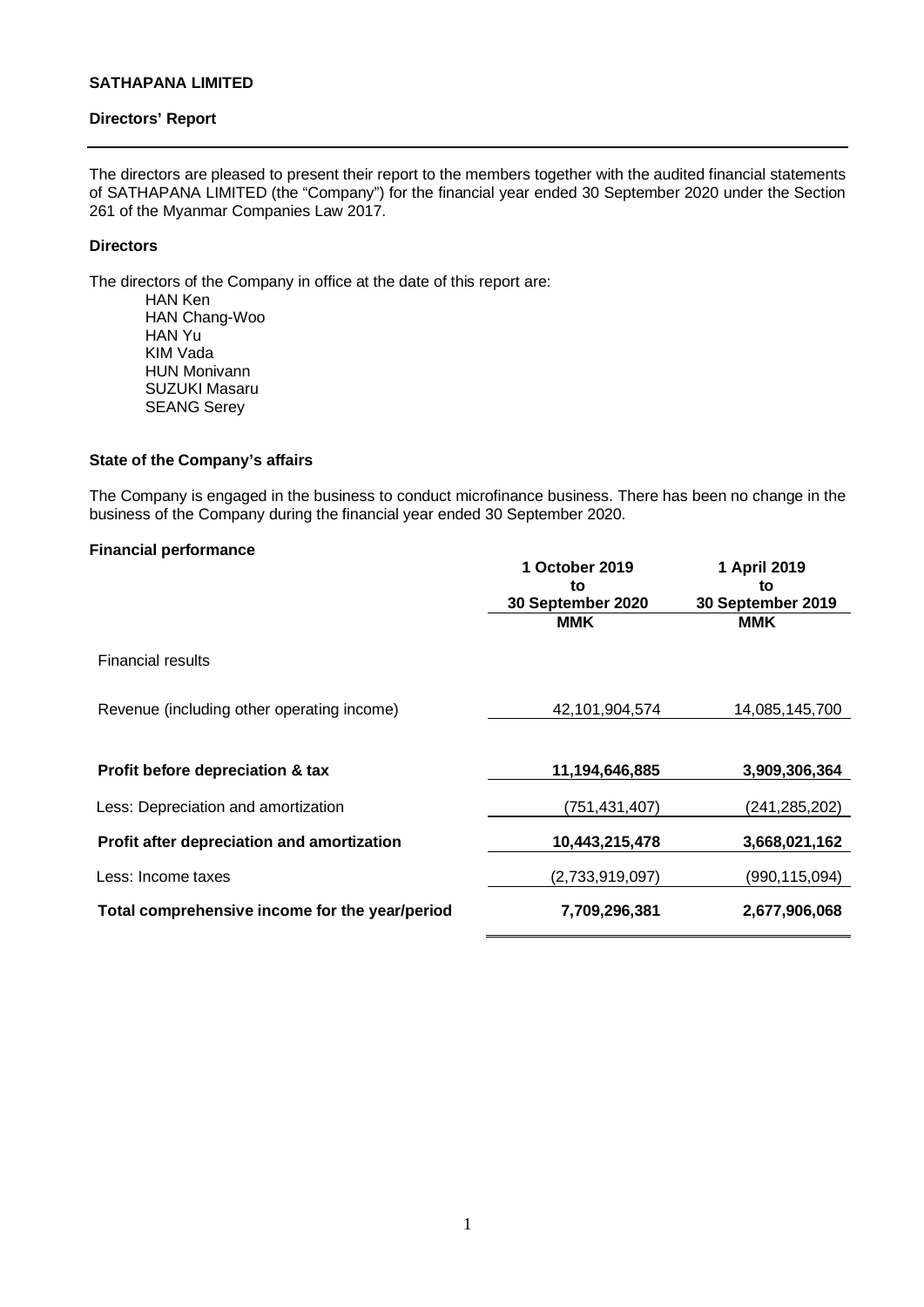**SATHAPANA LIMITED**

**Directors' Report**

The directors are pleased to present their report to the members together with the audited financial statements of SATHAPANA LIMITED (the "Company") for the financial year ended 30 September 2020 under the Section 261 of the Myanmar Companies Law 2017.

**Directors**

The directors of the Company in office at the date of this report are:

HAN Ken
HAN Chang-Woo
HAN Yu
KIM Vada
HUN Monivann
SUZUKI Masaru
SEANG Serey

**State of the Company's affairs**

The Company is engaged in the business to conduct microfinance business. There has been no change in the business of the Company during the financial year ended 30 September 2020.

**Financial performance**

| | 1 October 2019 to 30 September 2020 | 1 April 2019 to 30 September 2019 |
|---|---|---|
| | **MMK** | **MMK** |
| Financial results | | |
| Revenue (including other operating income) | 42,101,904,574 | 14,085,145,700 |
| **Profit before depreciation & tax** | **11,194,646,885** | **3,909,306,364** |
| Less: Depreciation and amortization | (751,431,407) | (241,285,202) |
| **Profit after depreciation and amortization** | **10,443,215,478** | **3,668,021,162** |
| Less: Income taxes | (2,733,919,097) | (990,115,094) |
| **Total comprehensive income for the year/period** | **7,709,296,381** | **2,677,906,068** |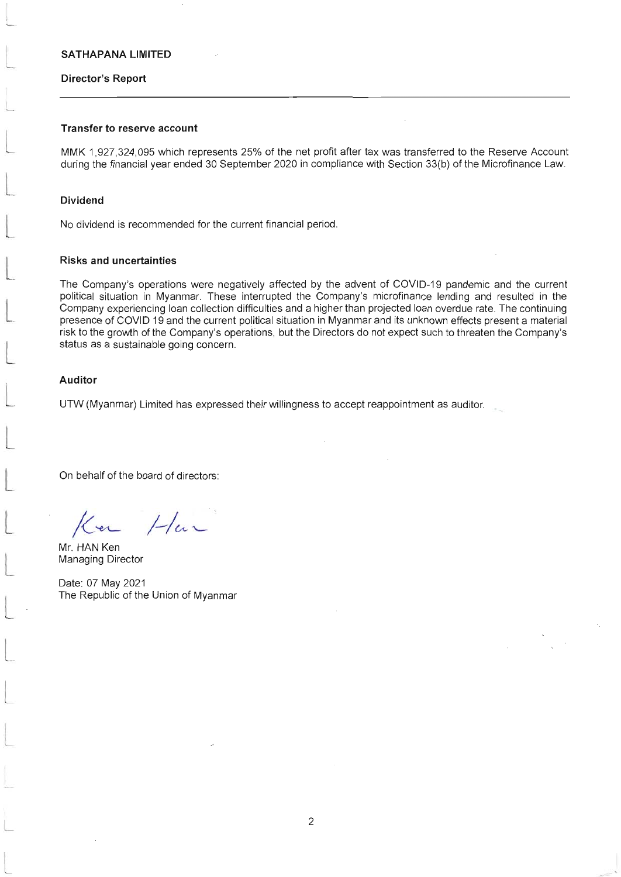**SATHAPANA LIMITED**

**Director's Report**

### Transfer to reserve account

MMK 1,927,324,095 which represents 25% of the net profit after tax was transferred to the Reserve Account during the financial year ended 30 September 2020 in compliance with Section 33(b) of the Microfinance Law.

### Dividend

No dividend is recommended for the current financial period.

### Risks and uncertainties

The Company's operations were negatively affected by the advent of COVID-19 pandemic and the current political situation in Myanmar. These interrupted the Company's microfinance lending and resulted in the Company experiencing loan collection difficulties and a higher than projected loan overdue rate. The continuing presence of COVID 19 and the current political situation in Myanmar and its unknown effects present a material risk to the growth of the Company's operations, but the Directors do not expect such to threaten the Company's status as a sustainable going concern.

### Auditor

UTW (Myanmar) Limited has expressed their willingness to accept reappointment as auditor.

On behalf of the board of directors:

Mr. HAN Ken
Managing Director

Date: 07 May 2021
The Republic of the Union of Myanmar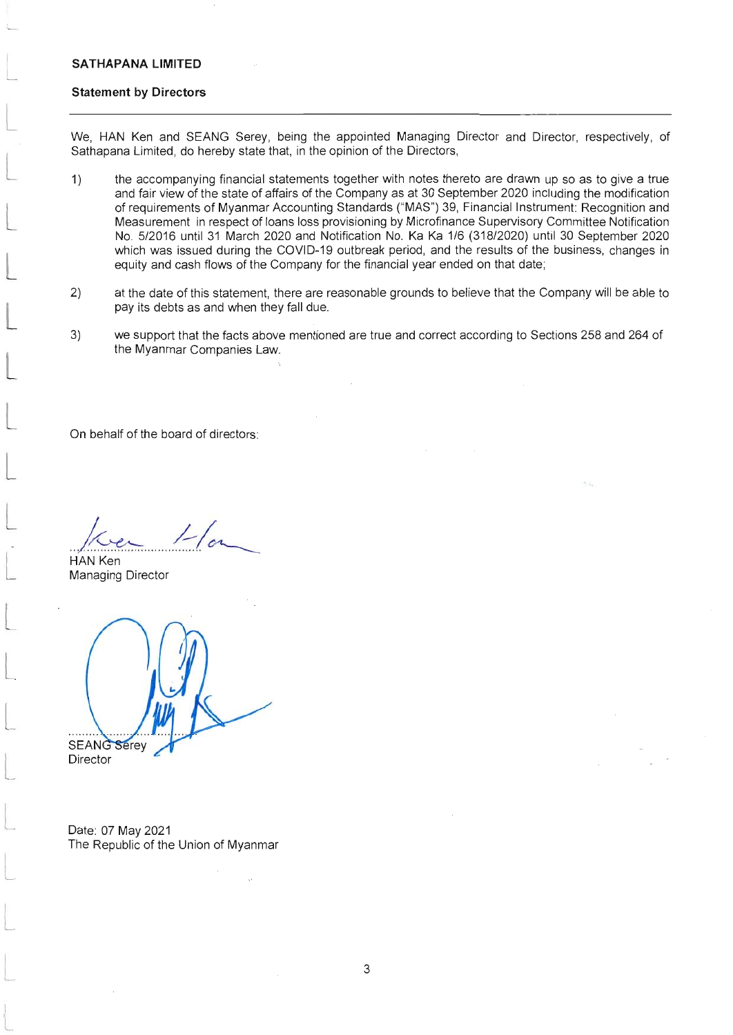**SATHAPANA LIMITED**

**Statement by Directors**

We, HAN Ken and SEANG Serey, being the appointed Managing Director and Director, respectively, of Sathapana Limited, do hereby state that, in the opinion of the Directors,

1) the accompanying financial statements together with notes thereto are drawn up so as to give a true and fair view of the state of affairs of the Company as at 30 September 2020 including the modification of requirements of Myanmar Accounting Standards ("MAS") 39, Financial Instrument: Recognition and Measurement in respect of loans loss provisioning by Microfinance Supervisory Committee Notification No. 5/2016 until 31 March 2020 and Notification No. Ka Ka 1/6 (318/2020) until 30 September 2020 which was issued during the COVID-19 outbreak period, and the results of the business, changes in equity and cash flows of the Company for the financial year ended on that date;

2) at the date of this statement, there are reasonable grounds to believe that the Company will be able to pay its debts as and when they fall due.

3) we support that the facts above mentioned are true and correct according to Sections 258 and 264 of the Myanmar Companies Law.

On behalf of the board of directors:

HAN Ken
Managing Director

SEANG Serey
Director

Date: 07 May 2021
The Republic of the Union of Myanmar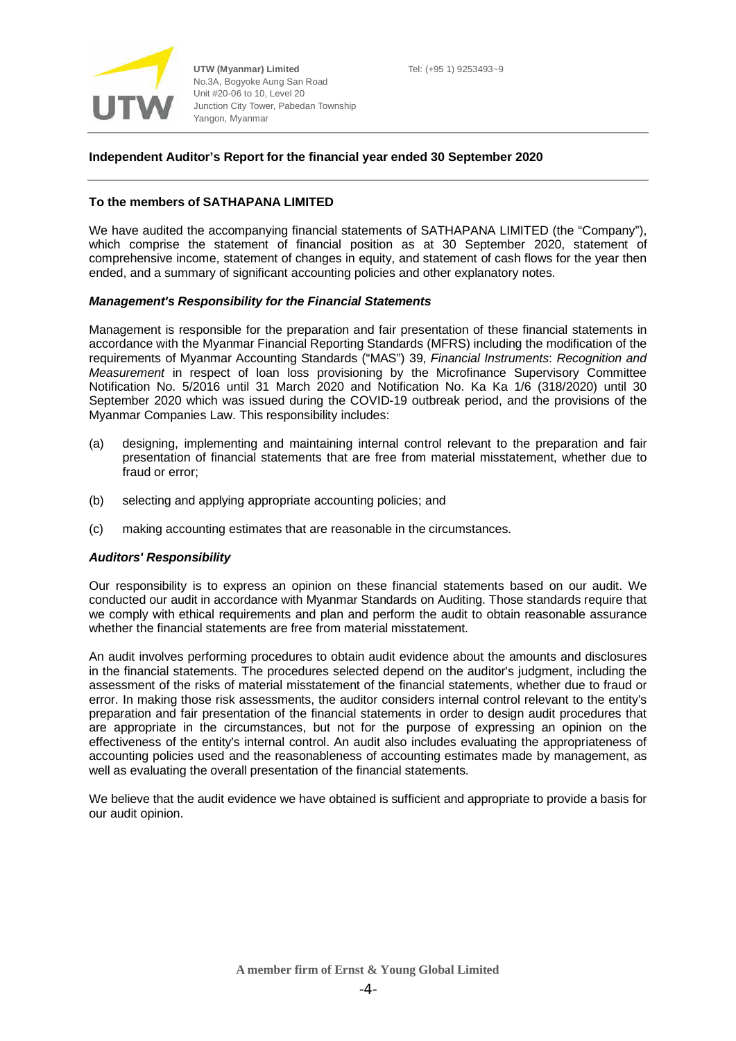UTW (Myanmar) Limited
No.3A, Bogyoke Aung San Road
Unit #20-06 to 10, Level 20
Junction City Tower, Pabedan Township
Yangon, Myanmar

Tel: (+95 1) 9253493~9

## Independent Auditor's Report for the financial year ended 30 September 2020

### To the members of SATHAPANA LIMITED

We have audited the accompanying financial statements of SATHAPANA LIMITED (the "Company"), which comprise the statement of financial position as at 30 September 2020, statement of comprehensive income, statement of changes in equity, and statement of cash flows for the year then ended, and a summary of significant accounting policies and other explanatory notes.

#### *Management's Responsibility for the Financial Statements*

Management is responsible for the preparation and fair presentation of these financial statements in accordance with the Myanmar Financial Reporting Standards (MFRS) including the modification of the requirements of Myanmar Accounting Standards ("MAS") 39, *Financial Instruments*: *Recognition and Measurement* in respect of loan loss provisioning by the Microfinance Supervisory Committee Notification No. 5/2016 until 31 March 2020 and Notification No. Ka Ka 1/6 (318/2020) until 30 September 2020 which was issued during the COVID-19 outbreak period, and the provisions of the Myanmar Companies Law. This responsibility includes:

(a) designing, implementing and maintaining internal control relevant to the preparation and fair presentation of financial statements that are free from material misstatement, whether due to fraud or error;

(b) selecting and applying appropriate accounting policies; and

(c) making accounting estimates that are reasonable in the circumstances.

#### *Auditors' Responsibility*

Our responsibility is to express an opinion on these financial statements based on our audit. We conducted our audit in accordance with Myanmar Standards on Auditing. Those standards require that we comply with ethical requirements and plan and perform the audit to obtain reasonable assurance whether the financial statements are free from material misstatement.

An audit involves performing procedures to obtain audit evidence about the amounts and disclosures in the financial statements. The procedures selected depend on the auditor's judgment, including the assessment of the risks of material misstatement of the financial statements, whether due to fraud or error. In making those risk assessments, the auditor considers internal control relevant to the entity's preparation and fair presentation of the financial statements in order to design audit procedures that are appropriate in the circumstances, but not for the purpose of expressing an opinion on the effectiveness of the entity's internal control. An audit also includes evaluating the appropriateness of accounting policies used and the reasonableness of accounting estimates made by management, as well as evaluating the overall presentation of the financial statements.

We believe that the audit evidence we have obtained is sufficient and appropriate to provide a basis for our audit opinion.

**A member firm of Ernst & Young Global Limited**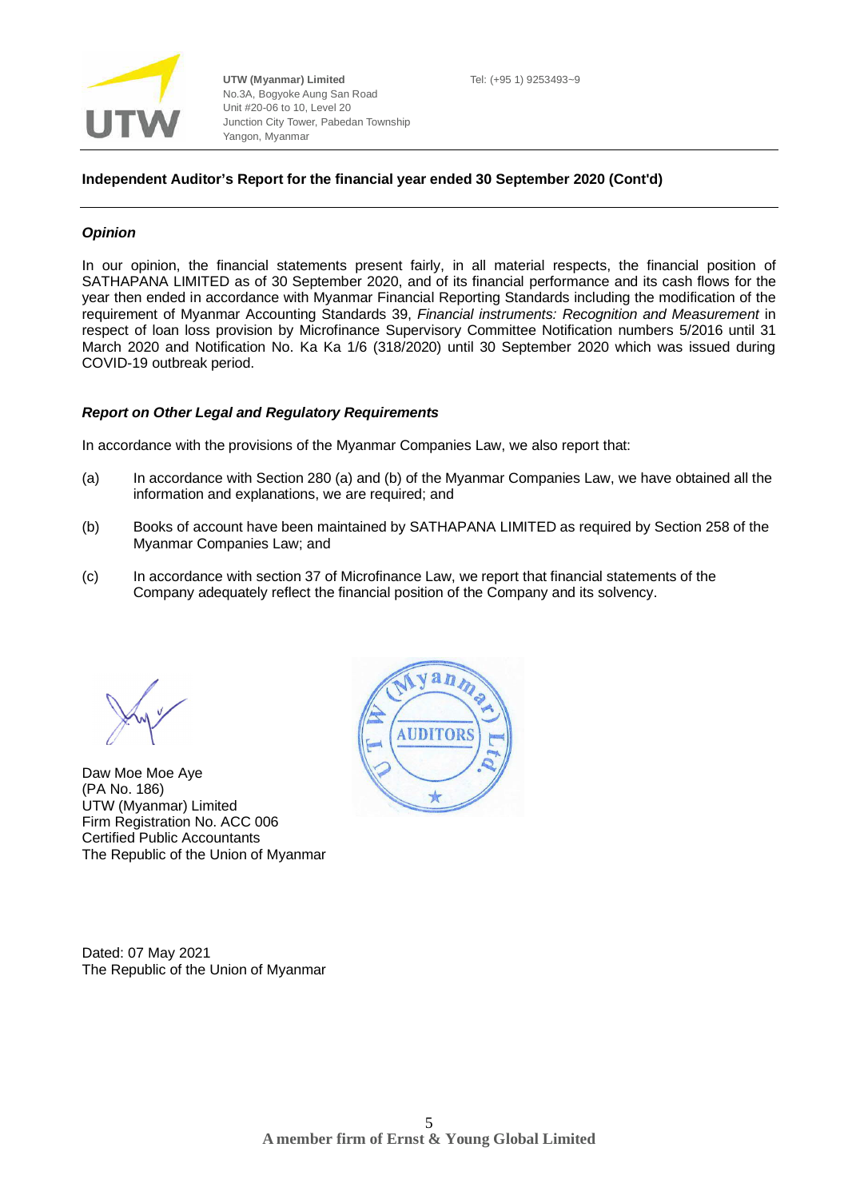**Independent Auditor's Report for the financial year ended 30 September 2020 (Cont'd)**

***Opinion***

In our opinion, the financial statements present fairly, in all material respects, the financial position of SATHAPANA LIMITED as of 30 September 2020, and of its financial performance and its cash flows for the year then ended in accordance with Myanmar Financial Reporting Standards including the modification of the requirement of Myanmar Accounting Standards 39, *Financial instruments: Recognition and Measurement* in respect of loan loss provision by Microfinance Supervisory Committee Notification numbers 5/2016 until 31 March 2020 and Notification No. Ka Ka 1/6 (318/2020) until 30 September 2020 which was issued during COVID-19 outbreak period.

***Report on Other Legal and Regulatory Requirements***

In accordance with the provisions of the Myanmar Companies Law, we also report that:

(a) In accordance with Section 280 (a) and (b) of the Myanmar Companies Law, we have obtained all the information and explanations, we are required; and

(b) Books of account have been maintained by SATHAPANA LIMITED as required by Section 258 of the Myanmar Companies Law; and

(c) In accordance with section 37 of Microfinance Law, we report that financial statements of the Company adequately reflect the financial position of the Company and its solvency.

Daw Moe Moe Aye
(PA No. 186)
UTW (Myanmar) Limited
Firm Registration No. ACC 006
Certified Public Accountants
The Republic of the Union of Myanmar

Dated: 07 May 2021
The Republic of the Union of Myanmar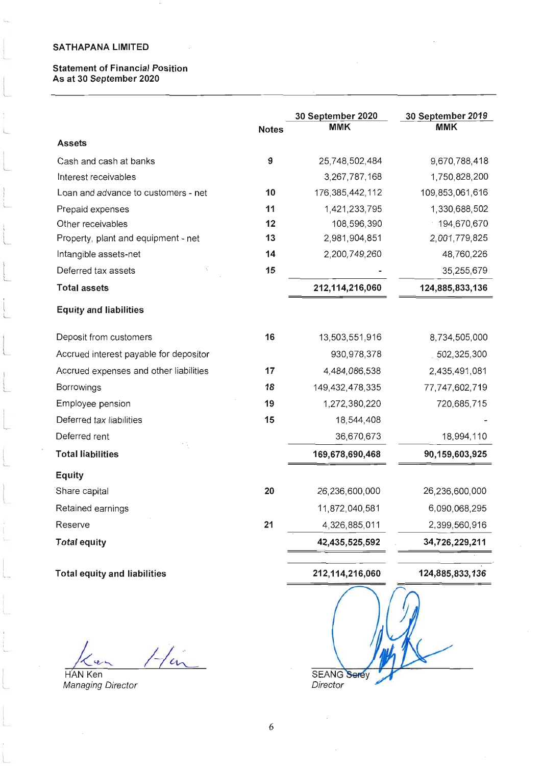SATHAPANA LIMITED

**Statement of Financial Position**
**As at 30 September 2020**

| | Notes | 30 September 2020 MMK | 30 September 2019 MMK |
|---|---|---|---|
| **Assets** | | | |
| Cash and cash at banks | 9 | 25,748,502,484 | 9,670,788,418 |
| Interest receivables | | 3,267,787,168 | 1,750,828,200 |
| Loan and advance to customers - net | 10 | 176,385,442,112 | 109,853,061,616 |
| Prepaid expenses | 11 | 1,421,233,795 | 1,330,688,502 |
| Other receivables | 12 | 108,596,390 | 194,670,670 |
| Property, plant and equipment - net | 13 | 2,981,904,851 | 2,001,779,825 |
| Intangible assets-net | 14 | 2,200,749,260 | 48,760,226 |
| Deferred tax assets | 15 | - | 35,255,679 |
| **Total assets** | | **212,114,216,060** | **124,885,833,136** |
| **Equity and liabilities** | | | |
| Deposit from customers | 16 | 13,503,551,916 | 8,734,505,000 |
| Accrued interest payable for depositor | | 930,978,378 | 502,325,300 |
| Accrued expenses and other liabilities | 17 | 4,484,086,538 | 2,435,491,081 |
| Borrowings | 18 | 149,432,478,335 | 77,747,602,719 |
| Employee pension | 19 | 1,272,380,220 | 720,685,715 |
| Deferred tax liabilities | 15 | 18,544,408 | - |
| Deferred rent | | 36,670,673 | 18,994,110 |
| **Total liabilities** | | **169,678,690,468** | **90,159,603,925** |
| **Equity** | | | |
| Share capital | 20 | 26,236,600,000 | 26,236,600,000 |
| Retained earnings | | 11,872,040,581 | 6,090,068,295 |
| Reserve | 21 | 4,326,885,011 | 2,399,560,916 |
| **Total equity** | | **42,435,525,592** | **34,726,229,211** |
| **Total equity and liabilities** | | **212,114,216,060** | **124,885,833,136** |

HAN Ken
*Managing Director*

SEANG Serey
*Director*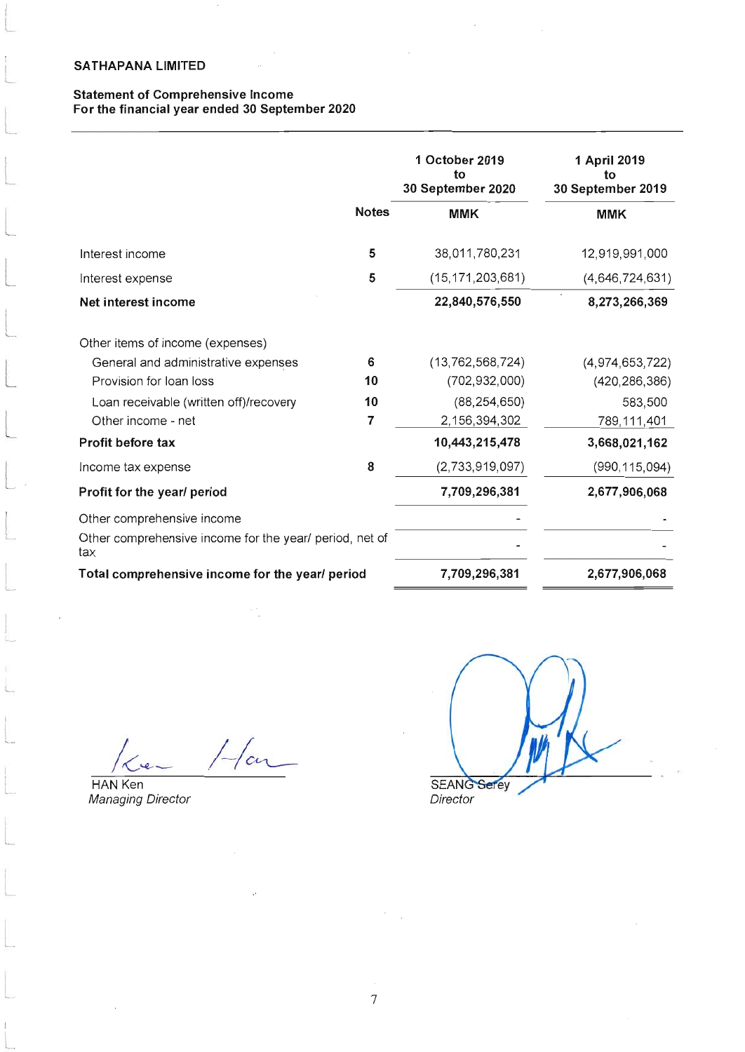SATHAPANA LIMITED

**Statement of Comprehensive Income**
**For the financial year ended 30 September 2020**

| | Notes | 1 October 2019 to 30 September 2020 | 1 April 2019 to 30 September 2019 |
|---|---|---|---|
| | | MMK | MMK |
| Interest income | 5 | 38,011,780,231 | 12,919,991,000 |
| Interest expense | 5 | (15,171,203,681) | (4,646,724,631) |
| **Net interest income** | | **22,840,576,550** | **8,273,266,369** |
| Other items of income (expenses) | | | |
| General and administrative expenses | 6 | (13,762,568,724) | (4,974,653,722) |
| Provision for loan loss | 10 | (702,932,000) | (420,286,386) |
| Loan receivable (written off)/recovery | 10 | (88,254,650) | 583,500 |
| Other income - net | 7 | 2,156,394,302 | 789,111,401 |
| **Profit before tax** | | **10,443,215,478** | **3,668,021,162** |
| Income tax expense | 8 | (2,733,919,097) | (990,115,094) |
| **Profit for the year/ period** | | **7,709,296,381** | **2,677,906,068** |
| Other comprehensive income | | - | - |
| Other comprehensive income for the year/ period, net of tax | | - | - |
| **Total comprehensive income for the year/ period** | | **7,709,296,381** | **2,677,906,068** |

HAN Ken
*Managing Director*

SEANG Serey
*Director*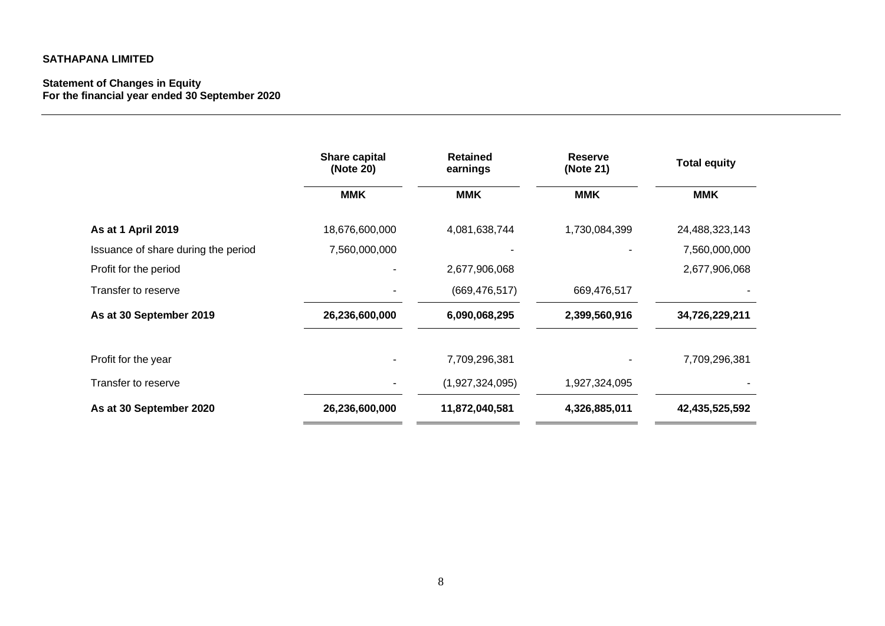**SATHAPANA LIMITED**

**Statement of Changes in Equity**
**For the financial year ended 30 September 2020**

| | Share capital (Note 20) | Retained earnings | Reserve (Note 21) | Total equity |
|---|---|---|---|---|
| | MMK | MMK | MMK | MMK |
| **As at 1 April 2019** | 18,676,600,000 | 4,081,638,744 | 1,730,084,399 | 24,488,323,143 |
| Issuance of share during the period | 7,560,000,000 | - | - | 7,560,000,000 |
| Profit for the period | - | 2,677,906,068 | | 2,677,906,068 |
| Transfer to reserve | - | (669,476,517) | 669,476,517 | - |
| **As at 30 September 2019** | **26,236,600,000** | **6,090,068,295** | **2,399,560,916** | **34,726,229,211** |
| Profit for the year | - | 7,709,296,381 | - | 7,709,296,381 |
| Transfer to reserve | - | (1,927,324,095) | 1,927,324,095 | - |
| **As at 30 September 2020** | **26,236,600,000** | **11,872,040,581** | **4,326,885,011** | **42,435,525,592** |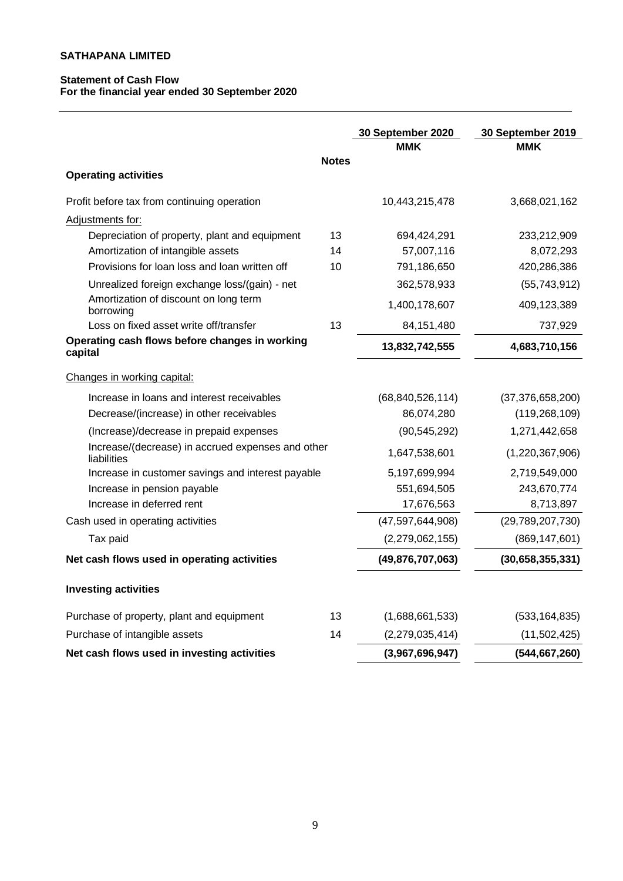**SATHAPANA LIMITED**

**Statement of Cash Flow**
**For the financial year ended 30 September 2020**

| | Notes | 30 September 2020 MMK | 30 September 2019 MMK |
|---|---|---|---|
| **Operating activities** | | | |
| Profit before tax from continuing operation | | 10,443,215,478 | 3,668,021,162 |
| Adjustments for: | | | |
| Depreciation of property, plant and equipment | 13 | 694,424,291 | 233,212,909 |
| Amortization of intangible assets | 14 | 57,007,116 | 8,072,293 |
| Provisions for loan loss and loan written off | 10 | 791,186,650 | 420,286,386 |
| Unrealized foreign exchange loss/(gain) - net | | 362,578,933 | (55,743,912) |
| Amortization of discount on long term borrowing | | 1,400,178,607 | 409,123,389 |
| Loss on fixed asset write off/transfer | 13 | 84,151,480 | 737,929 |
| **Operating cash flows before changes in working capital** | | **13,832,742,555** | **4,683,710,156** |
| Changes in working capital: | | | |
| Increase in loans and interest receivables | | (68,840,526,114) | (37,376,658,200) |
| Decrease/(increase) in other receivables | | 86,074,280 | (119,268,109) |
| (Increase)/decrease in prepaid expenses | | (90,545,292) | 1,271,442,658 |
| Increase/(decrease) in accrued expenses and other liabilities | | 1,647,538,601 | (1,220,367,906) |
| Increase in customer savings and interest payable | | 5,197,699,994 | 2,719,549,000 |
| Increase in pension payable | | 551,694,505 | 243,670,774 |
| Increase in deferred rent | | 17,676,563 | 8,713,897 |
| Cash used in operating activities | | (47,597,644,908) | (29,789,207,730) |
| Tax paid | | (2,279,062,155) | (869,147,601) |
| **Net cash flows used in operating activities** | | **(49,876,707,063)** | **(30,658,355,331)** |
| **Investing activities** | | | |
| Purchase of property, plant and equipment | 13 | (1,688,661,533) | (533,164,835) |
| Purchase of intangible assets | 14 | (2,279,035,414) | (11,502,425) |
| **Net cash flows used in investing activities** | | **(3,967,696,947)** | **(544,667,260)** |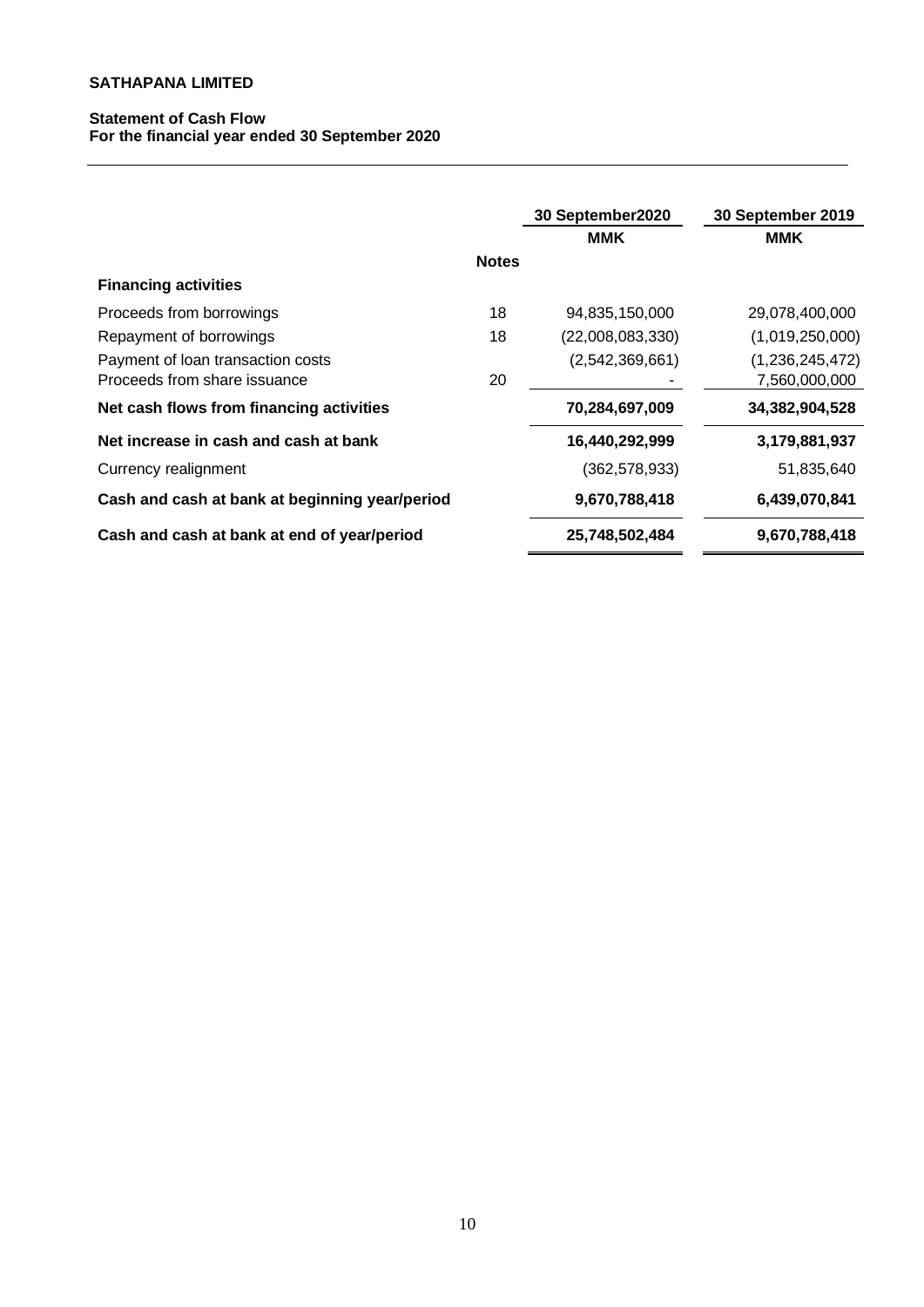**SATHAPANA LIMITED**

**Statement of Cash Flow**
**For the financial year ended 30 September 2020**

| | Notes | 30 September2020 MMK | 30 September 2019 MMK |
|---|---|---|---|
| **Financing activities** | | | |
| Proceeds from borrowings | 18 | 94,835,150,000 | 29,078,400,000 |
| Repayment of borrowings | 18 | (22,008,083,330) | (1,019,250,000) |
| Payment of loan transaction costs | | (2,542,369,661) | (1,236,245,472) |
| Proceeds from share issuance | 20 | - | 7,560,000,000 |
| **Net cash flows from financing activities** | | **70,284,697,009** | **34,382,904,528** |
| **Net increase in cash and cash at bank** | | **16,440,292,999** | **3,179,881,937** |
| Currency realignment | | (362,578,933) | 51,835,640 |
| **Cash and cash at bank at beginning year/period** | | **9,670,788,418** | **6,439,070,841** |
| **Cash and cash at bank at end of year/period** | | **25,748,502,484** | **9,670,788,418** |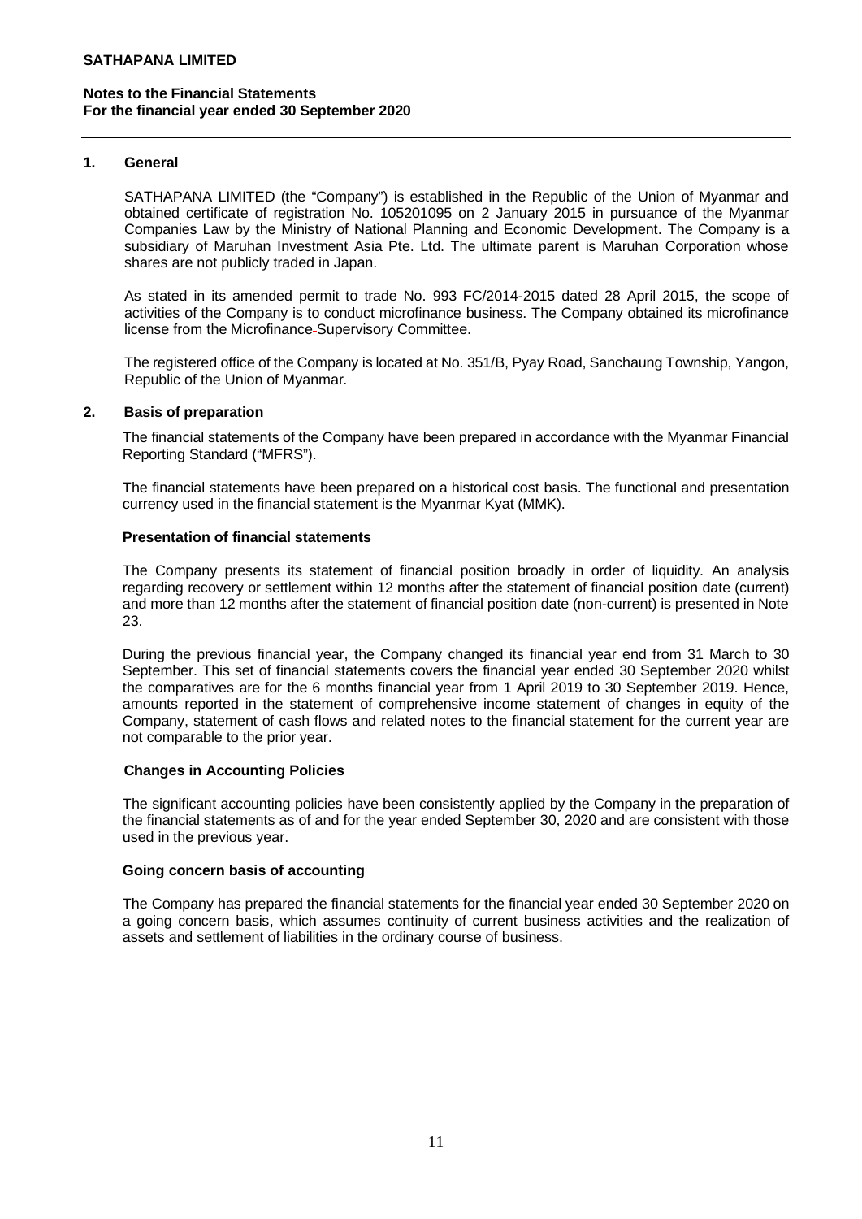## 1. General

SATHAPANA LIMITED (the "Company") is established in the Republic of the Union of Myanmar and obtained certificate of registration No. 105201095 on 2 January 2015 in pursuance of the Myanmar Companies Law by the Ministry of National Planning and Economic Development. The Company is a subsidiary of Maruhan Investment Asia Pte. Ltd. The ultimate parent is Maruhan Corporation whose shares are not publicly traded in Japan.

As stated in its amended permit to trade No. 993 FC/2014-2015 dated 28 April 2015, the scope of activities of the Company is to conduct microfinance business. The Company obtained its microfinance license from the Microfinance Supervisory Committee.

The registered office of the Company is located at No. 351/B, Pyay Road, Sanchaung Township, Yangon, Republic of the Union of Myanmar.

## 2. Basis of preparation

The financial statements of the Company have been prepared in accordance with the Myanmar Financial Reporting Standard ("MFRS").

The financial statements have been prepared on a historical cost basis. The functional and presentation currency used in the financial statement is the Myanmar Kyat (MMK).

### Presentation of financial statements

The Company presents its statement of financial position broadly in order of liquidity. An analysis regarding recovery or settlement within 12 months after the statement of financial position date (current) and more than 12 months after the statement of financial position date (non-current) is presented in Note 23.

During the previous financial year, the Company changed its financial year end from 31 March to 30 September. This set of financial statements covers the financial year ended 30 September 2020 whilst the comparatives are for the 6 months financial year from 1 April 2019 to 30 September 2019. Hence, amounts reported in the statement of comprehensive income statement of changes in equity of the Company, statement of cash flows and related notes to the financial statement for the current year are not comparable to the prior year.

### Changes in Accounting Policies

The significant accounting policies have been consistently applied by the Company in the preparation of the financial statements as of and for the year ended September 30, 2020 and are consistent with those used in the previous year.

### Going concern basis of accounting

The Company has prepared the financial statements for the financial year ended 30 September 2020 on a going concern basis, which assumes continuity of current business activities and the realization of assets and settlement of liabilities in the ordinary course of business.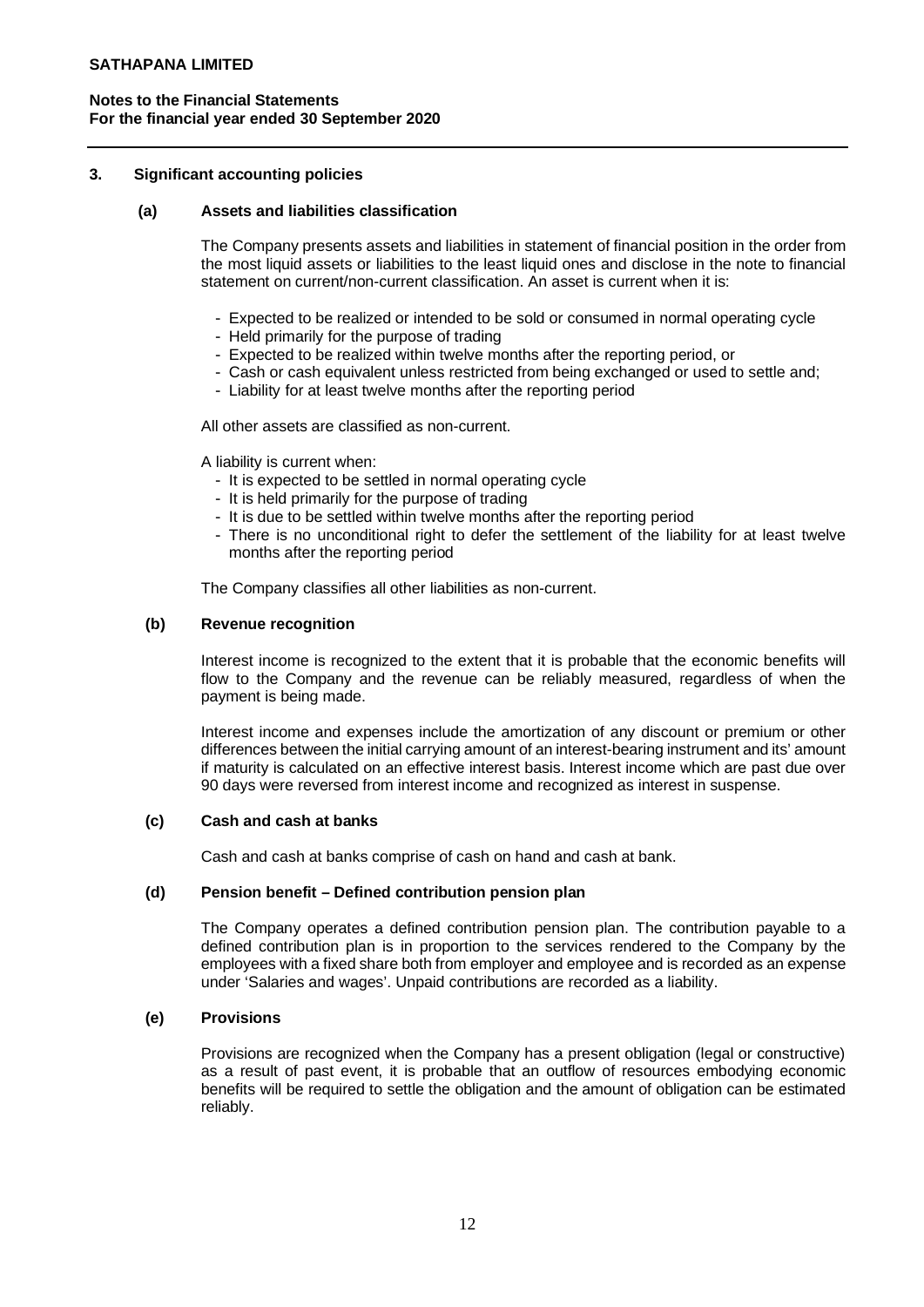## 3. Significant accounting policies

### (a) Assets and liabilities classification

The Company presents assets and liabilities in statement of financial position in the order from the most liquid assets or liabilities to the least liquid ones and disclose in the note to financial statement on current/non-current classification. An asset is current when it is:

- Expected to be realized or intended to be sold or consumed in normal operating cycle
- Held primarily for the purpose of trading
- Expected to be realized within twelve months after the reporting period, or
- Cash or cash equivalent unless restricted from being exchanged or used to settle and;
- Liability for at least twelve months after the reporting period

All other assets are classified as non-current.

A liability is current when:

- It is expected to be settled in normal operating cycle
- It is held primarily for the purpose of trading
- It is due to be settled within twelve months after the reporting period
- There is no unconditional right to defer the settlement of the liability for at least twelve months after the reporting period

The Company classifies all other liabilities as non-current.

### (b) Revenue recognition

Interest income is recognized to the extent that it is probable that the economic benefits will flow to the Company and the revenue can be reliably measured, regardless of when the payment is being made.

Interest income and expenses include the amortization of any discount or premium or other differences between the initial carrying amount of an interest-bearing instrument and its' amount if maturity is calculated on an effective interest basis. Interest income which are past due over 90 days were reversed from interest income and recognized as interest in suspense.

### (c) Cash and cash at banks

Cash and cash at banks comprise of cash on hand and cash at bank.

### (d) Pension benefit – Defined contribution pension plan

The Company operates a defined contribution pension plan. The contribution payable to a defined contribution plan is in proportion to the services rendered to the Company by the employees with a fixed share both from employer and employee and is recorded as an expense under 'Salaries and wages'. Unpaid contributions are recorded as a liability.

### (e) Provisions

Provisions are recognized when the Company has a present obligation (legal or constructive) as a result of past event, it is probable that an outflow of resources embodying economic benefits will be required to settle the obligation and the amount of obligation can be estimated reliably.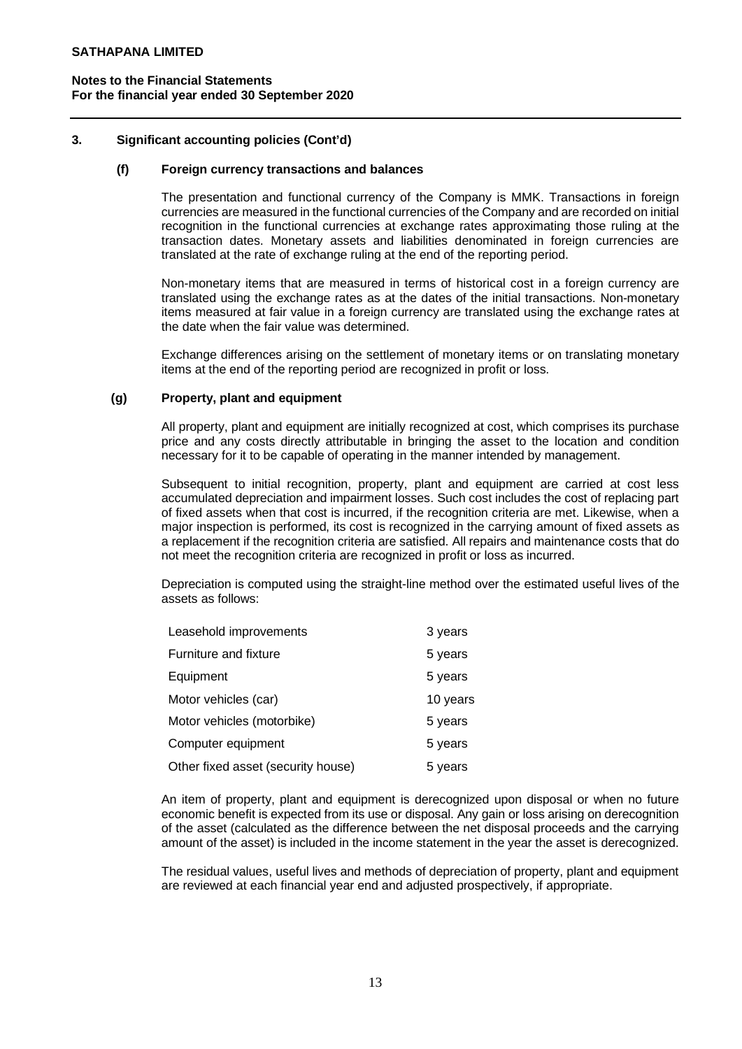## 3. Significant accounting policies (Cont'd)

### (f) Foreign currency transactions and balances

The presentation and functional currency of the Company is MMK. Transactions in foreign currencies are measured in the functional currencies of the Company and are recorded on initial recognition in the functional currencies at exchange rates approximating those ruling at the transaction dates. Monetary assets and liabilities denominated in foreign currencies are translated at the rate of exchange ruling at the end of the reporting period.

Non-monetary items that are measured in terms of historical cost in a foreign currency are translated using the exchange rates as at the dates of the initial transactions. Non-monetary items measured at fair value in a foreign currency are translated using the exchange rates at the date when the fair value was determined.

Exchange differences arising on the settlement of monetary items or on translating monetary items at the end of the reporting period are recognized in profit or loss.

### (g) Property, plant and equipment

All property, plant and equipment are initially recognized at cost, which comprises its purchase price and any costs directly attributable in bringing the asset to the location and condition necessary for it to be capable of operating in the manner intended by management.

Subsequent to initial recognition, property, plant and equipment are carried at cost less accumulated depreciation and impairment losses. Such cost includes the cost of replacing part of fixed assets when that cost is incurred, if the recognition criteria are met. Likewise, when a major inspection is performed, its cost is recognized in the carrying amount of fixed assets as a replacement if the recognition criteria are satisfied. All repairs and maintenance costs that do not meet the recognition criteria are recognized in profit or loss as incurred.

Depreciation is computed using the straight-line method over the estimated useful lives of the assets as follows:

| | |
|---|---|
| Leasehold improvements | 3 years |
| Furniture and fixture | 5 years |
| Equipment | 5 years |
| Motor vehicles (car) | 10 years |
| Motor vehicles (motorbike) | 5 years |
| Computer equipment | 5 years |
| Other fixed asset (security house) | 5 years |

An item of property, plant and equipment is derecognized upon disposal or when no future economic benefit is expected from its use or disposal. Any gain or loss arising on derecognition of the asset (calculated as the difference between the net disposal proceeds and the carrying amount of the asset) is included in the income statement in the year the asset is derecognized.

The residual values, useful lives and methods of depreciation of property, plant and equipment are reviewed at each financial year end and adjusted prospectively, if appropriate.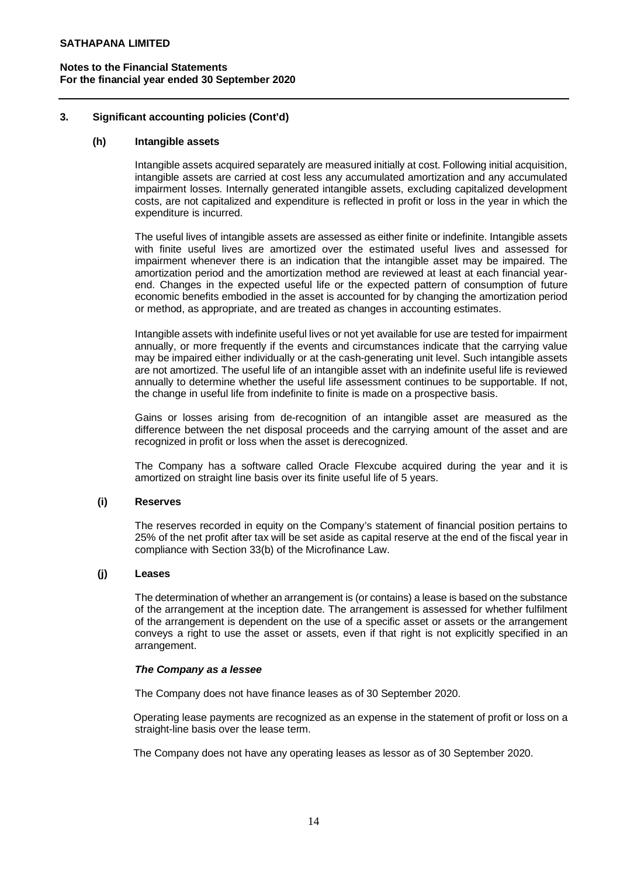## 3. Significant accounting policies (Cont'd)

### (h) Intangible assets

Intangible assets acquired separately are measured initially at cost. Following initial acquisition, intangible assets are carried at cost less any accumulated amortization and any accumulated impairment losses. Internally generated intangible assets, excluding capitalized development costs, are not capitalized and expenditure is reflected in profit or loss in the year in which the expenditure is incurred.

The useful lives of intangible assets are assessed as either finite or indefinite. Intangible assets with finite useful lives are amortized over the estimated useful lives and assessed for impairment whenever there is an indication that the intangible asset may be impaired. The amortization period and the amortization method are reviewed at least at each financial year-end. Changes in the expected useful life or the expected pattern of consumption of future economic benefits embodied in the asset is accounted for by changing the amortization period or method, as appropriate, and are treated as changes in accounting estimates.

Intangible assets with indefinite useful lives or not yet available for use are tested for impairment annually, or more frequently if the events and circumstances indicate that the carrying value may be impaired either individually or at the cash-generating unit level. Such intangible assets are not amortized. The useful life of an intangible asset with an indefinite useful life is reviewed annually to determine whether the useful life assessment continues to be supportable. If not, the change in useful life from indefinite to finite is made on a prospective basis.

Gains or losses arising from de-recognition of an intangible asset are measured as the difference between the net disposal proceeds and the carrying amount of the asset and are recognized in profit or loss when the asset is derecognized.

The Company has a software called Oracle Flexcube acquired during the year and it is amortized on straight line basis over its finite useful life of 5 years.

### (i) Reserves

The reserves recorded in equity on the Company's statement of financial position pertains to 25% of the net profit after tax will be set aside as capital reserve at the end of the fiscal year in compliance with Section 33(b) of the Microfinance Law.

### (j) Leases

The determination of whether an arrangement is (or contains) a lease is based on the substance of the arrangement at the inception date. The arrangement is assessed for whether fulfilment of the arrangement is dependent on the use of a specific asset or assets or the arrangement conveys a right to use the asset or assets, even if that right is not explicitly specified in an arrangement.

***The Company as a lessee***

The Company does not have finance leases as of 30 September 2020.

Operating lease payments are recognized as an expense in the statement of profit or loss on a straight-line basis over the lease term.

The Company does not have any operating leases as lessor as of 30 September 2020.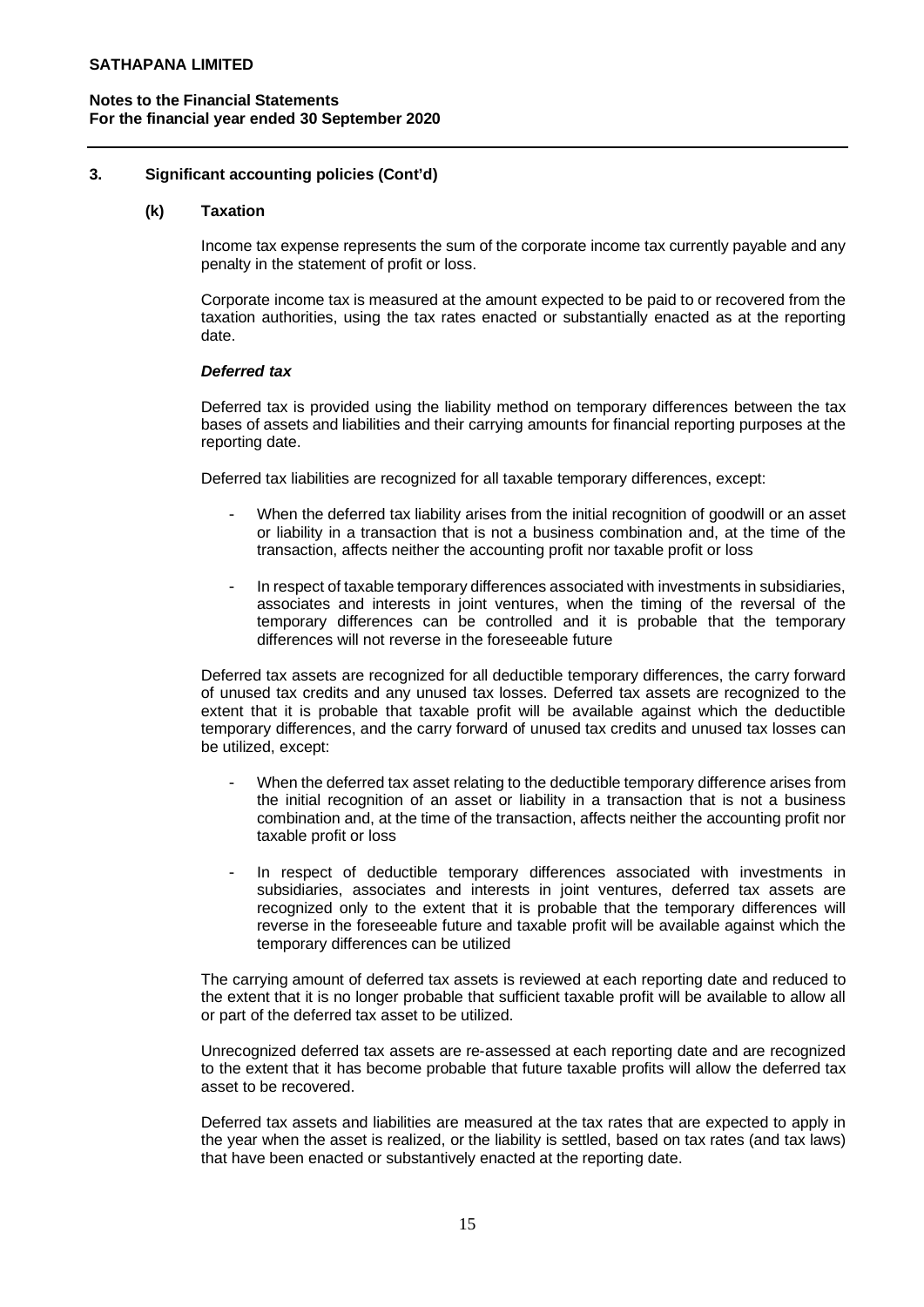**SATHAPANA LIMITED**

**Notes to the Financial Statements**
**For the financial year ended 30 September 2020**

## 3. Significant accounting policies (Cont'd)

### (k) Taxation

Income tax expense represents the sum of the corporate income tax currently payable and any penalty in the statement of profit or loss.

Corporate income tax is measured at the amount expected to be paid to or recovered from the taxation authorities, using the tax rates enacted or substantially enacted as at the reporting date.

***Deferred tax***

Deferred tax is provided using the liability method on temporary differences between the tax bases of assets and liabilities and their carrying amounts for financial reporting purposes at the reporting date.

Deferred tax liabilities are recognized for all taxable temporary differences, except:

- When the deferred tax liability arises from the initial recognition of goodwill or an asset or liability in a transaction that is not a business combination and, at the time of the transaction, affects neither the accounting profit nor taxable profit or loss

- In respect of taxable temporary differences associated with investments in subsidiaries, associates and interests in joint ventures, when the timing of the reversal of the temporary differences can be controlled and it is probable that the temporary differences will not reverse in the foreseeable future

Deferred tax assets are recognized for all deductible temporary differences, the carry forward of unused tax credits and any unused tax losses. Deferred tax assets are recognized to the extent that it is probable that taxable profit will be available against which the deductible temporary differences, and the carry forward of unused tax credits and unused tax losses can be utilized, except:

- When the deferred tax asset relating to the deductible temporary difference arises from the initial recognition of an asset or liability in a transaction that is not a business combination and, at the time of the transaction, affects neither the accounting profit nor taxable profit or loss

- In respect of deductible temporary differences associated with investments in subsidiaries, associates and interests in joint ventures, deferred tax assets are recognized only to the extent that it is probable that the temporary differences will reverse in the foreseeable future and taxable profit will be available against which the temporary differences can be utilized

The carrying amount of deferred tax assets is reviewed at each reporting date and reduced to the extent that it is no longer probable that sufficient taxable profit will be available to allow all or part of the deferred tax asset to be utilized.

Unrecognized deferred tax assets are re-assessed at each reporting date and are recognized to the extent that it has become probable that future taxable profits will allow the deferred tax asset to be recovered.

Deferred tax assets and liabilities are measured at the tax rates that are expected to apply in the year when the asset is realized, or the liability is settled, based on tax rates (and tax laws) that have been enacted or substantively enacted at the reporting date.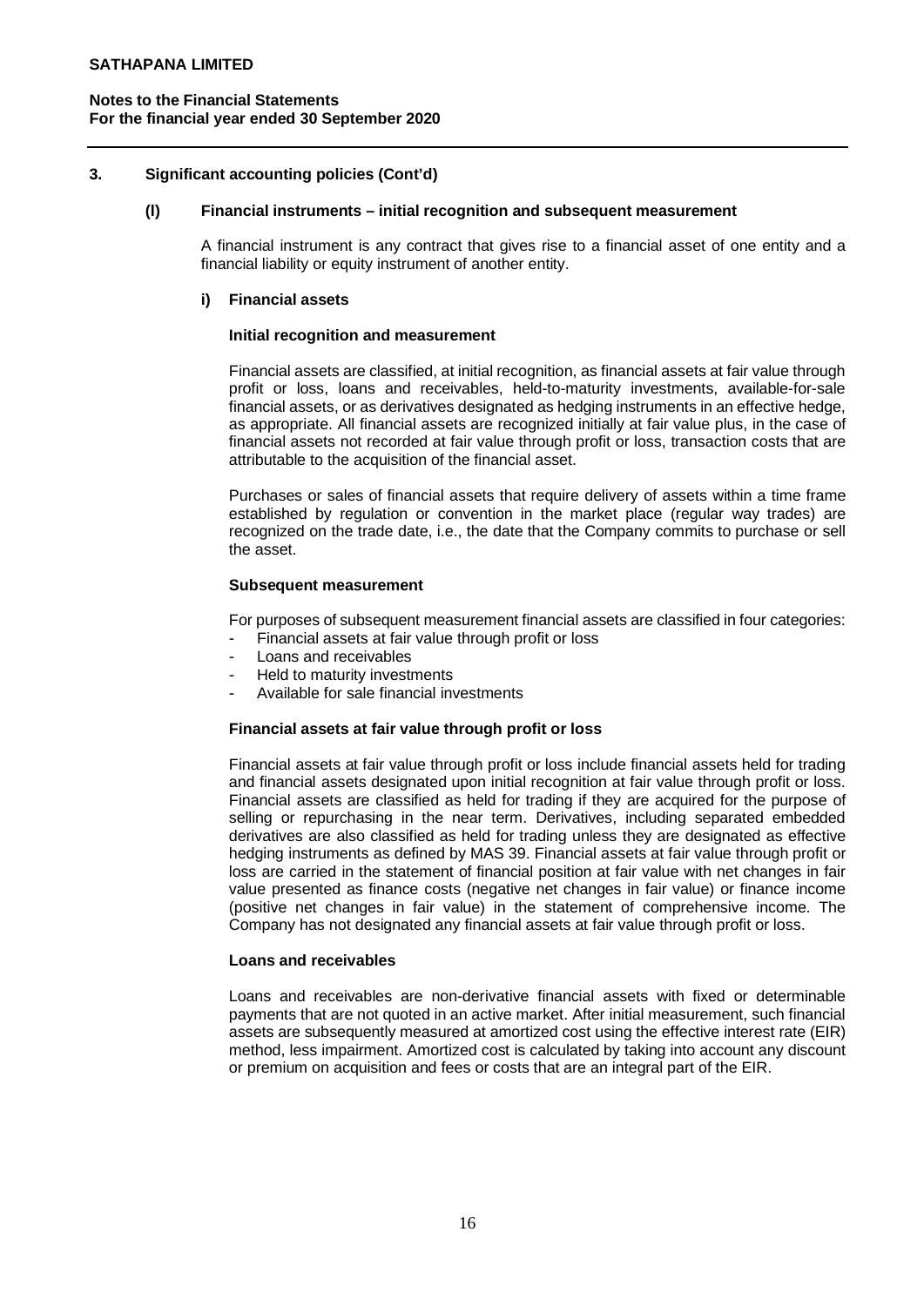## 3. Significant accounting policies (Cont'd)

### (l) Financial instruments – initial recognition and subsequent measurement

A financial instrument is any contract that gives rise to a financial asset of one entity and a financial liability or equity instrument of another entity.

#### i) Financial assets

**Initial recognition and measurement**

Financial assets are classified, at initial recognition, as financial assets at fair value through profit or loss, loans and receivables, held-to-maturity investments, available-for-sale financial assets, or as derivatives designated as hedging instruments in an effective hedge, as appropriate. All financial assets are recognized initially at fair value plus, in the case of financial assets not recorded at fair value through profit or loss, transaction costs that are attributable to the acquisition of the financial asset.

Purchases or sales of financial assets that require delivery of assets within a time frame established by regulation or convention in the market place (regular way trades) are recognized on the trade date, i.e., the date that the Company commits to purchase or sell the asset.

**Subsequent measurement**

For purposes of subsequent measurement financial assets are classified in four categories:

- Financial assets at fair value through profit or loss
- Loans and receivables
- Held to maturity investments
- Available for sale financial investments

**Financial assets at fair value through profit or loss**

Financial assets at fair value through profit or loss include financial assets held for trading and financial assets designated upon initial recognition at fair value through profit or loss. Financial assets are classified as held for trading if they are acquired for the purpose of selling or repurchasing in the near term. Derivatives, including separated embedded derivatives are also classified as held for trading unless they are designated as effective hedging instruments as defined by MAS 39. Financial assets at fair value through profit or loss are carried in the statement of financial position at fair value with net changes in fair value presented as finance costs (negative net changes in fair value) or finance income (positive net changes in fair value) in the statement of comprehensive income. The Company has not designated any financial assets at fair value through profit or loss.

**Loans and receivables**

Loans and receivables are non-derivative financial assets with fixed or determinable payments that are not quoted in an active market. After initial measurement, such financial assets are subsequently measured at amortized cost using the effective interest rate (EIR) method, less impairment. Amortized cost is calculated by taking into account any discount or premium on acquisition and fees or costs that are an integral part of the EIR.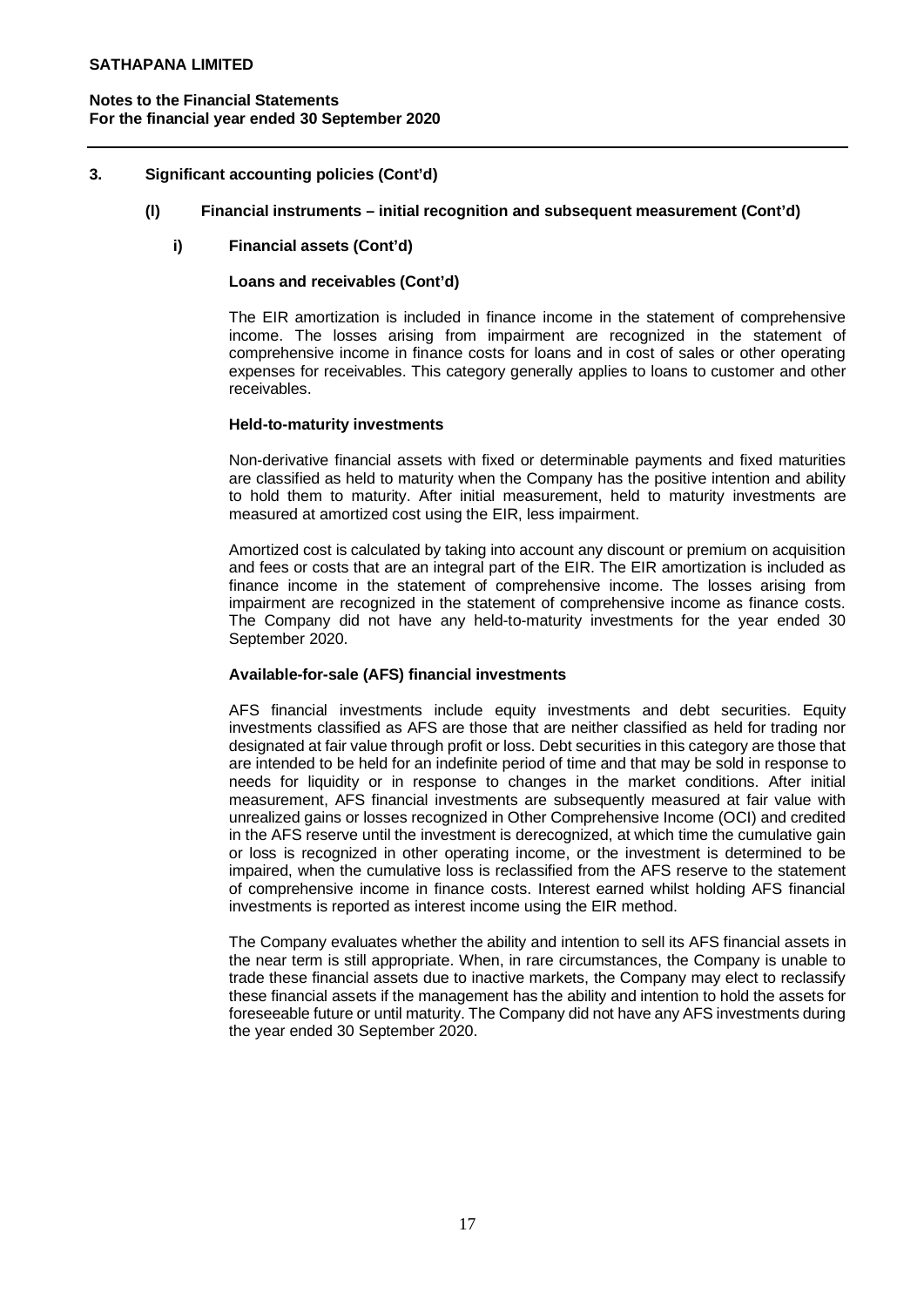**SATHAPANA LIMITED**

**Notes to the Financial Statements**
**For the financial year ended 30 September 2020**

## 3. Significant accounting policies (Cont'd)

### (l) Financial instruments – initial recognition and subsequent measurement (Cont'd)

#### i) Financial assets (Cont'd)

**Loans and receivables (Cont'd)**

The EIR amortization is included in finance income in the statement of comprehensive income. The losses arising from impairment are recognized in the statement of comprehensive income in finance costs for loans and in cost of sales or other operating expenses for receivables. This category generally applies to loans to customer and other receivables.

**Held-to-maturity investments**

Non-derivative financial assets with fixed or determinable payments and fixed maturities are classified as held to maturity when the Company has the positive intention and ability to hold them to maturity. After initial measurement, held to maturity investments are measured at amortized cost using the EIR, less impairment.

Amortized cost is calculated by taking into account any discount or premium on acquisition and fees or costs that are an integral part of the EIR. The EIR amortization is included as finance income in the statement of comprehensive income. The losses arising from impairment are recognized in the statement of comprehensive income as finance costs. The Company did not have any held-to-maturity investments for the year ended 30 September 2020.

**Available-for-sale (AFS) financial investments**

AFS financial investments include equity investments and debt securities. Equity investments classified as AFS are those that are neither classified as held for trading nor designated at fair value through profit or loss. Debt securities in this category are those that are intended to be held for an indefinite period of time and that may be sold in response to needs for liquidity or in response to changes in the market conditions. After initial measurement, AFS financial investments are subsequently measured at fair value with unrealized gains or losses recognized in Other Comprehensive Income (OCI) and credited in the AFS reserve until the investment is derecognized, at which time the cumulative gain or loss is recognized in other operating income, or the investment is determined to be impaired, when the cumulative loss is reclassified from the AFS reserve to the statement of comprehensive income in finance costs. Interest earned whilst holding AFS financial investments is reported as interest income using the EIR method.

The Company evaluates whether the ability and intention to sell its AFS financial assets in the near term is still appropriate. When, in rare circumstances, the Company is unable to trade these financial assets due to inactive markets, the Company may elect to reclassify these financial assets if the management has the ability and intention to hold the assets for foreseeable future or until maturity. The Company did not have any AFS investments during the year ended 30 September 2020.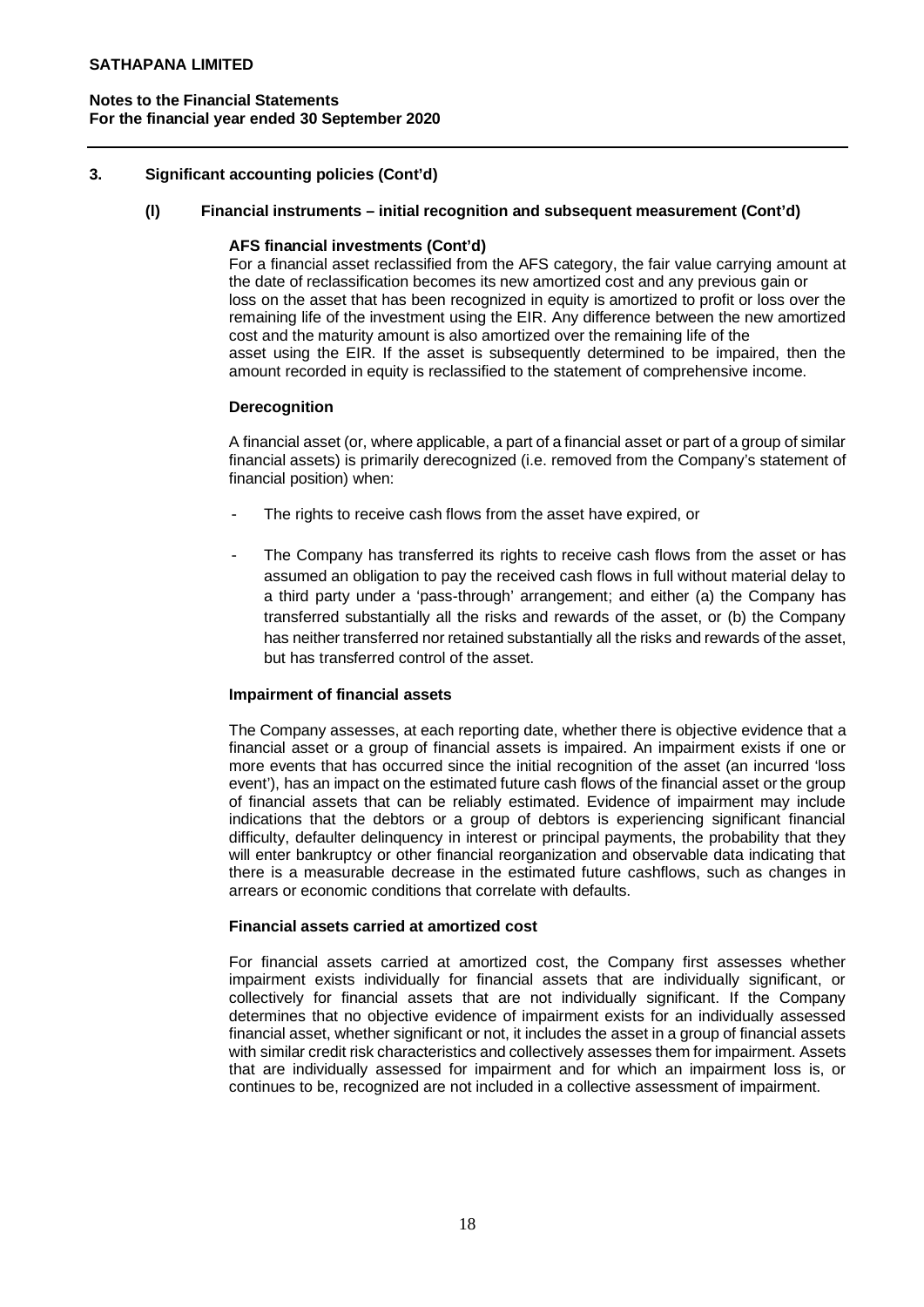SATHAPANA LIMITED

Notes to the Financial Statements
For the financial year ended 30 September 2020

## 3. Significant accounting policies (Cont'd)

### (l) Financial instruments – initial recognition and subsequent measurement (Cont'd)

**AFS financial investments (Cont'd)**

For a financial asset reclassified from the AFS category, the fair value carrying amount at the date of reclassification becomes its new amortized cost and any previous gain or loss on the asset that has been recognized in equity is amortized to profit or loss over the remaining life of the investment using the EIR. Any difference between the new amortized cost and the maturity amount is also amortized over the remaining life of the asset using the EIR. If the asset is subsequently determined to be impaired, then the amount recorded in equity is reclassified to the statement of comprehensive income.

**Derecognition**

A financial asset (or, where applicable, a part of a financial asset or part of a group of similar financial assets) is primarily derecognized (i.e. removed from the Company's statement of financial position) when:

- The rights to receive cash flows from the asset have expired, or
- The Company has transferred its rights to receive cash flows from the asset or has assumed an obligation to pay the received cash flows in full without material delay to a third party under a 'pass-through' arrangement; and either (a) the Company has transferred substantially all the risks and rewards of the asset, or (b) the Company has neither transferred nor retained substantially all the risks and rewards of the asset, but has transferred control of the asset.

**Impairment of financial assets**

The Company assesses, at each reporting date, whether there is objective evidence that a financial asset or a group of financial assets is impaired. An impairment exists if one or more events that has occurred since the initial recognition of the asset (an incurred 'loss event'), has an impact on the estimated future cash flows of the financial asset or the group of financial assets that can be reliably estimated. Evidence of impairment may include indications that the debtors or a group of debtors is experiencing significant financial difficulty, defaulter delinquency in interest or principal payments, the probability that they will enter bankruptcy or other financial reorganization and observable data indicating that there is a measurable decrease in the estimated future cashflows, such as changes in arrears or economic conditions that correlate with defaults.

**Financial assets carried at amortized cost**

For financial assets carried at amortized cost, the Company first assesses whether impairment exists individually for financial assets that are individually significant, or collectively for financial assets that are not individually significant. If the Company determines that no objective evidence of impairment exists for an individually assessed financial asset, whether significant or not, it includes the asset in a group of financial assets with similar credit risk characteristics and collectively assesses them for impairment. Assets that are individually assessed for impairment and for which an impairment loss is, or continues to be, recognized are not included in a collective assessment of impairment.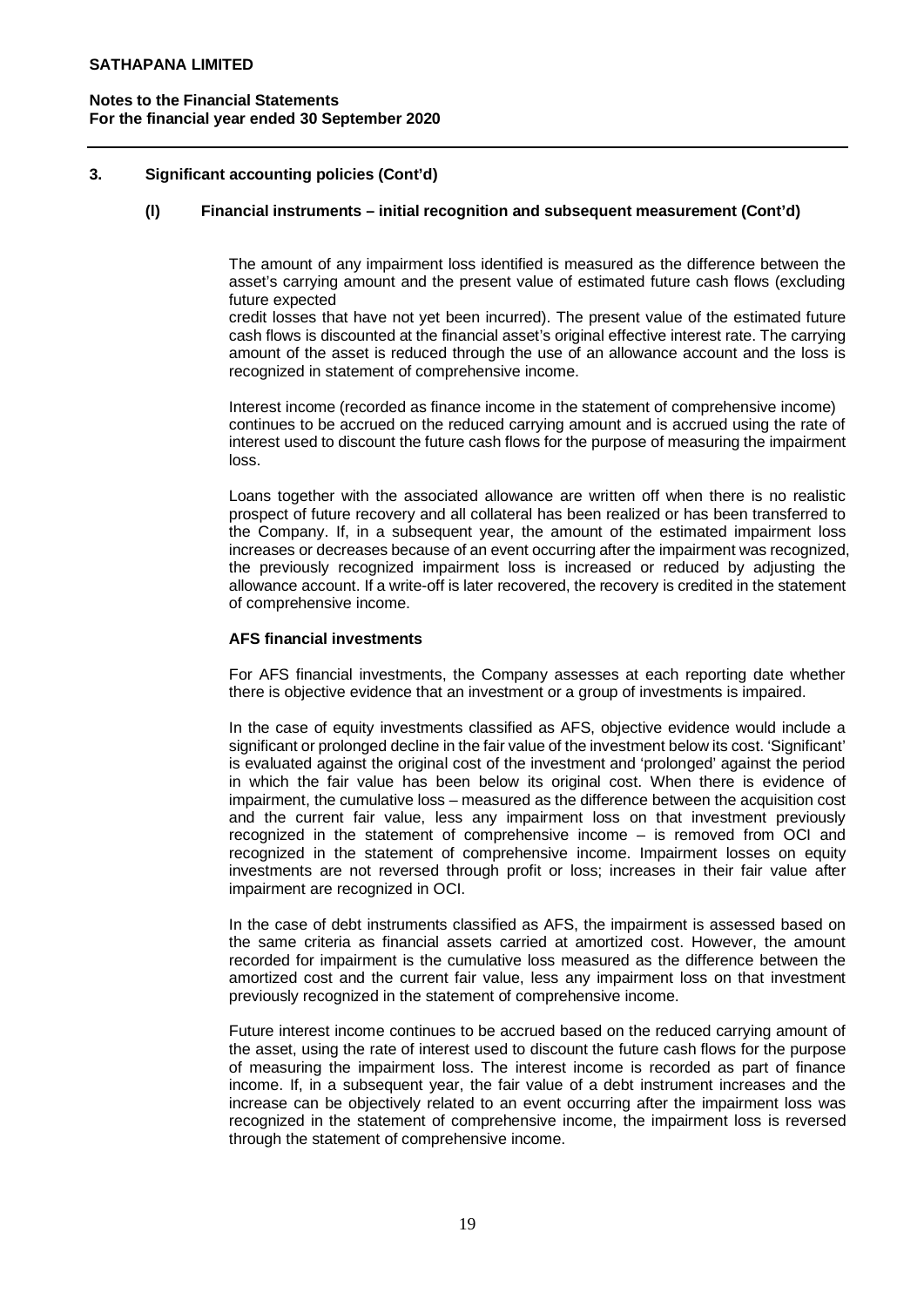### 3. Significant accounting policies (Cont'd)

#### (l) Financial instruments – initial recognition and subsequent measurement (Cont'd)

The amount of any impairment loss identified is measured as the difference between the asset's carrying amount and the present value of estimated future cash flows (excluding future expected credit losses that have not yet been incurred). The present value of the estimated future cash flows is discounted at the financial asset's original effective interest rate. The carrying amount of the asset is reduced through the use of an allowance account and the loss is recognized in statement of comprehensive income.

Interest income (recorded as finance income in the statement of comprehensive income) continues to be accrued on the reduced carrying amount and is accrued using the rate of interest used to discount the future cash flows for the purpose of measuring the impairment loss.

Loans together with the associated allowance are written off when there is no realistic prospect of future recovery and all collateral has been realized or has been transferred to the Company. If, in a subsequent year, the amount of the estimated impairment loss increases or decreases because of an event occurring after the impairment was recognized, the previously recognized impairment loss is increased or reduced by adjusting the allowance account. If a write-off is later recovered, the recovery is credited in the statement of comprehensive income.

**AFS financial investments**

For AFS financial investments, the Company assesses at each reporting date whether there is objective evidence that an investment or a group of investments is impaired.

In the case of equity investments classified as AFS, objective evidence would include a significant or prolonged decline in the fair value of the investment below its cost. 'Significant' is evaluated against the original cost of the investment and 'prolonged' against the period in which the fair value has been below its original cost. When there is evidence of impairment, the cumulative loss – measured as the difference between the acquisition cost and the current fair value, less any impairment loss on that investment previously recognized in the statement of comprehensive income – is removed from OCI and recognized in the statement of comprehensive income. Impairment losses on equity investments are not reversed through profit or loss; increases in their fair value after impairment are recognized in OCI.

In the case of debt instruments classified as AFS, the impairment is assessed based on the same criteria as financial assets carried at amortized cost. However, the amount recorded for impairment is the cumulative loss measured as the difference between the amortized cost and the current fair value, less any impairment loss on that investment previously recognized in the statement of comprehensive income.

Future interest income continues to be accrued based on the reduced carrying amount of the asset, using the rate of interest used to discount the future cash flows for the purpose of measuring the impairment loss. The interest income is recorded as part of finance income. If, in a subsequent year, the fair value of a debt instrument increases and the increase can be objectively related to an event occurring after the impairment loss was recognized in the statement of comprehensive income, the impairment loss is reversed through the statement of comprehensive income.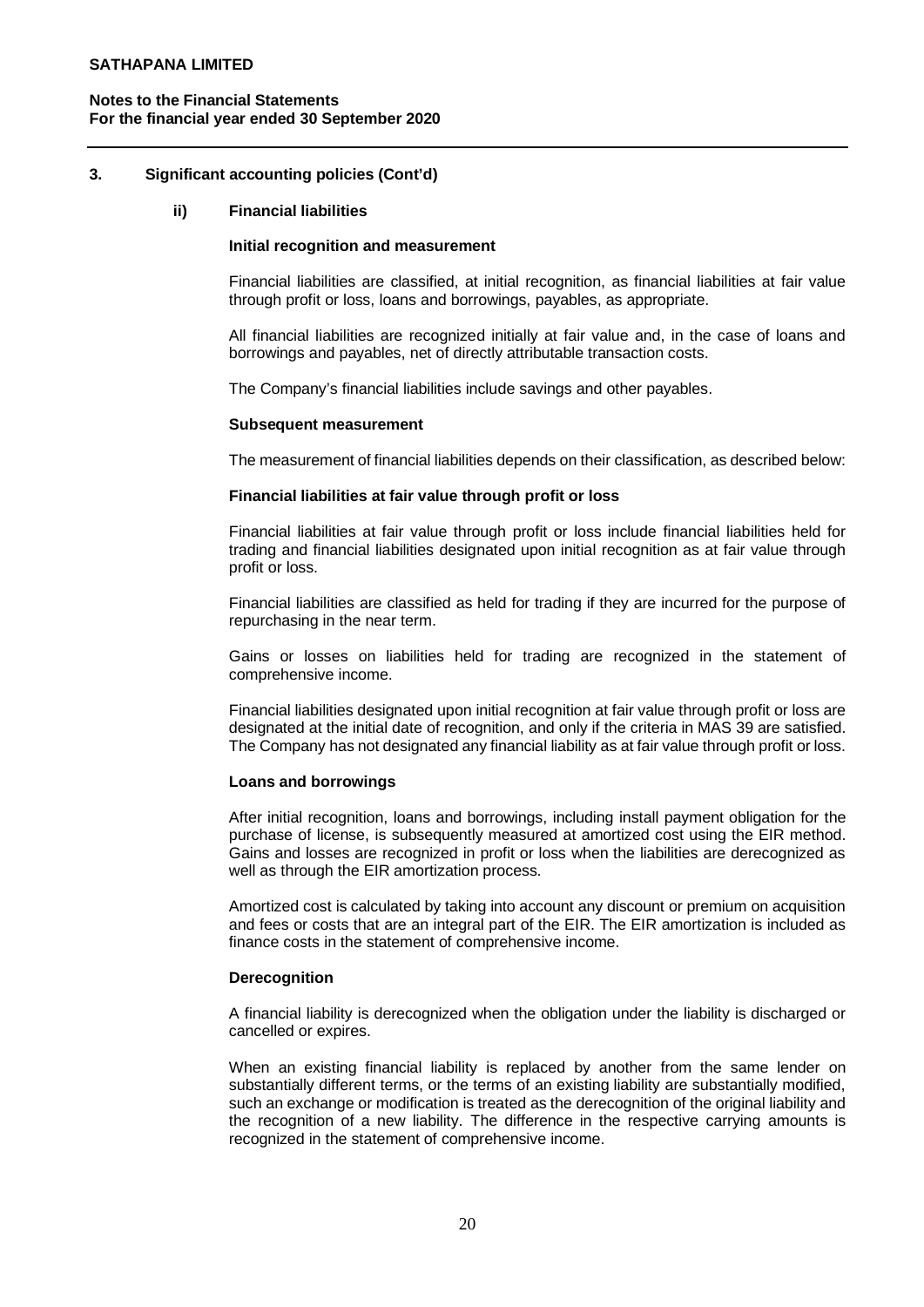## 3. Significant accounting policies (Cont'd)

### ii) Financial liabilities

**Initial recognition and measurement**

Financial liabilities are classified, at initial recognition, as financial liabilities at fair value through profit or loss, loans and borrowings, payables, as appropriate.

All financial liabilities are recognized initially at fair value and, in the case of loans and borrowings and payables, net of directly attributable transaction costs.

The Company's financial liabilities include savings and other payables.

**Subsequent measurement**

The measurement of financial liabilities depends on their classification, as described below:

**Financial liabilities at fair value through profit or loss**

Financial liabilities at fair value through profit or loss include financial liabilities held for trading and financial liabilities designated upon initial recognition as at fair value through profit or loss.

Financial liabilities are classified as held for trading if they are incurred for the purpose of repurchasing in the near term.

Gains or losses on liabilities held for trading are recognized in the statement of comprehensive income.

Financial liabilities designated upon initial recognition at fair value through profit or loss are designated at the initial date of recognition, and only if the criteria in MAS 39 are satisfied. The Company has not designated any financial liability as at fair value through profit or loss.

**Loans and borrowings**

After initial recognition, loans and borrowings, including install payment obligation for the purchase of license, is subsequently measured at amortized cost using the EIR method. Gains and losses are recognized in profit or loss when the liabilities are derecognized as well as through the EIR amortization process.

Amortized cost is calculated by taking into account any discount or premium on acquisition and fees or costs that are an integral part of the EIR. The EIR amortization is included as finance costs in the statement of comprehensive income.

**Derecognition**

A financial liability is derecognized when the obligation under the liability is discharged or cancelled or expires.

When an existing financial liability is replaced by another from the same lender on substantially different terms, or the terms of an existing liability are substantially modified, such an exchange or modification is treated as the derecognition of the original liability and the recognition of a new liability. The difference in the respective carrying amounts is recognized in the statement of comprehensive income.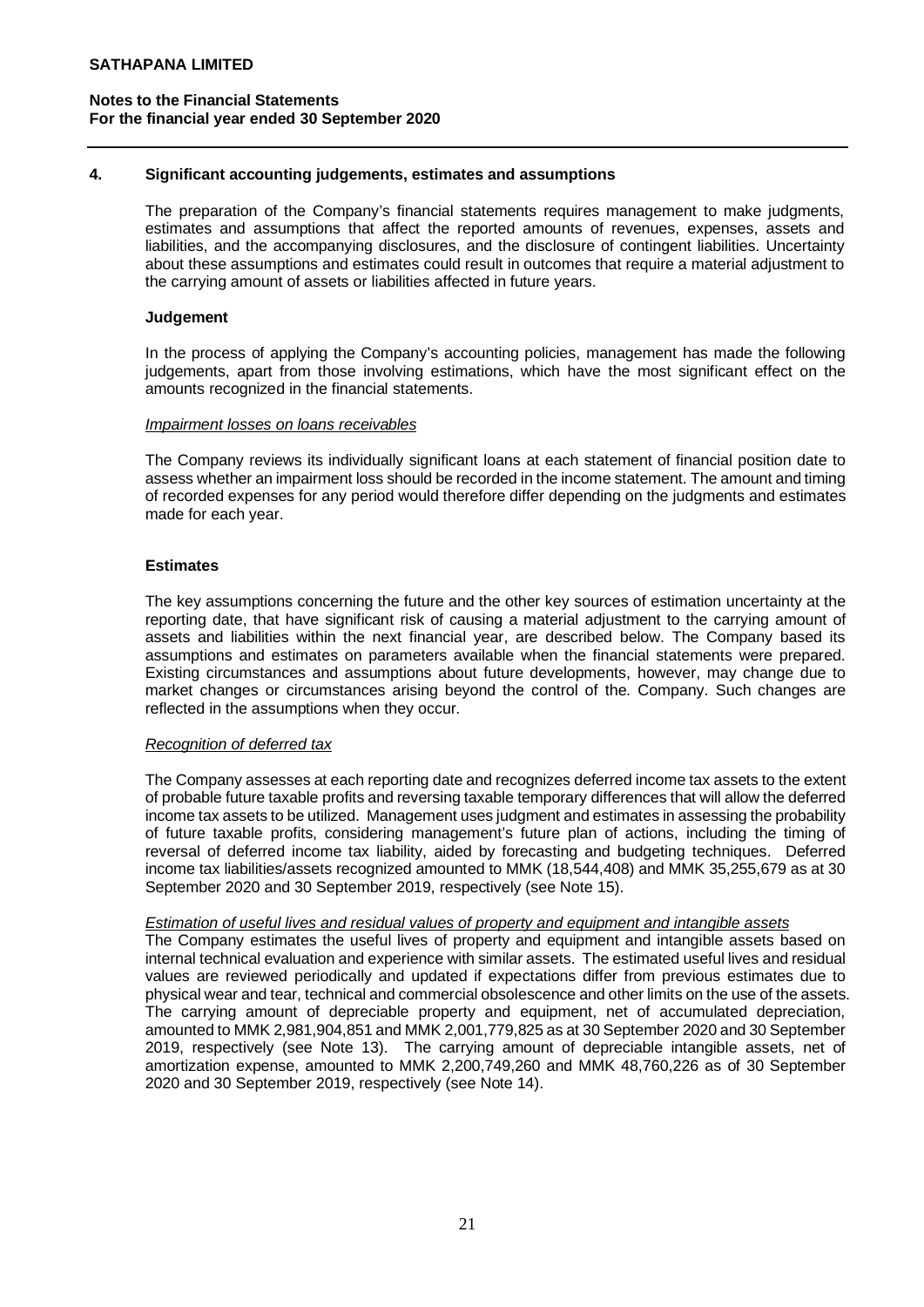## 4. Significant accounting judgements, estimates and assumptions

The preparation of the Company's financial statements requires management to make judgments, estimates and assumptions that affect the reported amounts of revenues, expenses, assets and liabilities, and the accompanying disclosures, and the disclosure of contingent liabilities. Uncertainty about these assumptions and estimates could result in outcomes that require a material adjustment to the carrying amount of assets or liabilities affected in future years.

### Judgement

In the process of applying the Company's accounting policies, management has made the following judgements, apart from those involving estimations, which have the most significant effect on the amounts recognized in the financial statements.

*Impairment losses on loans receivables*

The Company reviews its individually significant loans at each statement of financial position date to assess whether an impairment loss should be recorded in the income statement. The amount and timing of recorded expenses for any period would therefore differ depending on the judgments and estimates made for each year.

### Estimates

The key assumptions concerning the future and the other key sources of estimation uncertainty at the reporting date, that have significant risk of causing a material adjustment to the carrying amount of assets and liabilities within the next financial year, are described below. The Company based its assumptions and estimates on parameters available when the financial statements were prepared. Existing circumstances and assumptions about future developments, however, may change due to market changes or circumstances arising beyond the control of the. Company. Such changes are reflected in the assumptions when they occur.

*Recognition of deferred tax*

The Company assesses at each reporting date and recognizes deferred income tax assets to the extent of probable future taxable profits and reversing taxable temporary differences that will allow the deferred income tax assets to be utilized. Management uses judgment and estimates in assessing the probability of future taxable profits, considering management's future plan of actions, including the timing of reversal of deferred income tax liability, aided by forecasting and budgeting techniques. Deferred income tax liabilities/assets recognized amounted to MMK (18,544,408) and MMK 35,255,679 as at 30 September 2020 and 30 September 2019, respectively (see Note 15).

*Estimation of useful lives and residual values of property and equipment and intangible assets*

The Company estimates the useful lives of property and equipment and intangible assets based on internal technical evaluation and experience with similar assets. The estimated useful lives and residual values are reviewed periodically and updated if expectations differ from previous estimates due to physical wear and tear, technical and commercial obsolescence and other limits on the use of the assets. The carrying amount of depreciable property and equipment, net of accumulated depreciation, amounted to MMK 2,981,904,851 and MMK 2,001,779,825 as at 30 September 2020 and 30 September 2019, respectively (see Note 13). The carrying amount of depreciable intangible assets, net of amortization expense, amounted to MMK 2,200,749,260 and MMK 48,760,226 as of 30 September 2020 and 30 September 2019, respectively (see Note 14).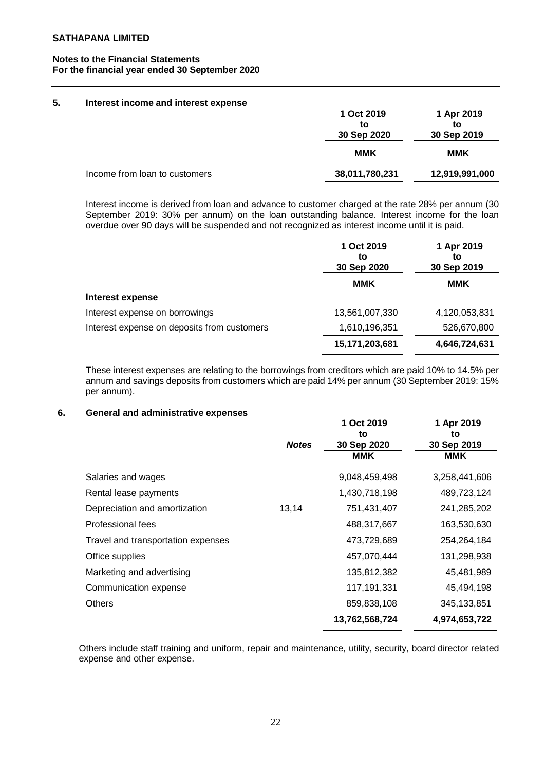## 5. Interest income and interest expense

| | 1 Oct 2019 to 30 Sep 2020 | 1 Apr 2019 to 30 Sep 2019 |
|---|---|---|
| | **MMK** | **MMK** |
| Income from loan to customers | **38,011,780,231** | **12,919,991,000** |

Interest income is derived from loan and advance to customer charged at the rate 28% per annum (30 September 2019: 30% per annum) on the loan outstanding balance. Interest income for the loan overdue over 90 days will be suspended and not recognized as interest income until it is paid.

| | 1 Oct 2019 to 30 Sep 2020 | 1 Apr 2019 to 30 Sep 2019 |
|---|---|---|
| | **MMK** | **MMK** |
| **Interest expense** | | |
| Interest expense on borrowings | 13,561,007,330 | 4,120,053,831 |
| Interest expense on deposits from customers | 1,610,196,351 | 526,670,800 |
| | **15,171,203,681** | **4,646,724,631** |

These interest expenses are relating to the borrowings from creditors which are paid 10% to 14.5% per annum and savings deposits from customers which are paid 14% per annum (30 September 2019: 15% per annum).

## 6. General and administrative expenses

| | *Notes* | 1 Oct 2019 to 30 Sep 2020 | 1 Apr 2019 to 30 Sep 2019 |
|---|---|---|---|
| | | **MMK** | **MMK** |
| Salaries and wages | | 9,048,459,498 | 3,258,441,606 |
| Rental lease payments | | 1,430,718,198 | 489,723,124 |
| Depreciation and amortization | 13,14 | 751,431,407 | 241,285,202 |
| Professional fees | | 488,317,667 | 163,530,630 |
| Travel and transportation expenses | | 473,729,689 | 254,264,184 |
| Office supplies | | 457,070,444 | 131,298,938 |
| Marketing and advertising | | 135,812,382 | 45,481,989 |
| Communication expense | | 117,191,331 | 45,494,198 |
| Others | | 859,838,108 | 345,133,851 |
| | | **13,762,568,724** | **4,974,653,722** |

Others include staff training and uniform, repair and maintenance, utility, security, board director related expense and other expense.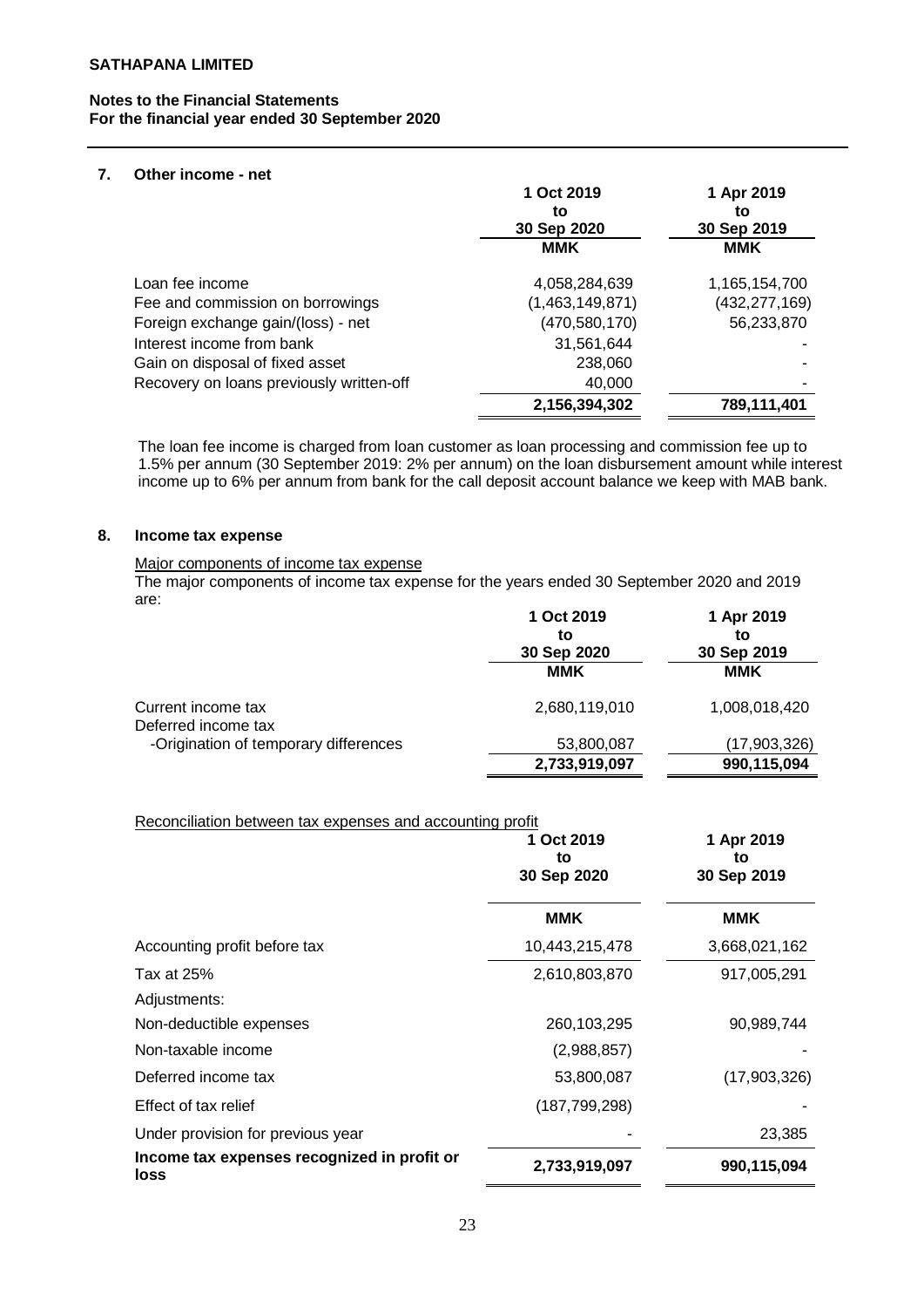## 7. Other income - net

| | 1 Oct 2019 to 30 Sep 2020 | 1 Apr 2019 to 30 Sep 2019 |
|---|---|---|
| | MMK | MMK |
| Loan fee income | 4,058,284,639 | 1,165,154,700 |
| Fee and commission on borrowings | (1,463,149,871) | (432,277,169) |
| Foreign exchange gain/(loss) - net | (470,580,170) | 56,233,870 |
| Interest income from bank | 31,561,644 | - |
| Gain on disposal of fixed asset | 238,060 | - |
| Recovery on loans previously written-off | 40,000 | - |
| | **2,156,394,302** | **789,111,401** |

The loan fee income is charged from loan customer as loan processing and commission fee up to 1.5% per annum (30 September 2019: 2% per annum) on the loan disbursement amount while interest income up to 6% per annum from bank for the call deposit account balance we keep with MAB bank.

## 8. Income tax expense

Major components of income tax expense

The major components of income tax expense for the years ended 30 September 2020 and 2019 are:

| | 1 Oct 2019 to 30 Sep 2020 | 1 Apr 2019 to 30 Sep 2019 |
|---|---|---|
| | MMK | MMK |
| Current income tax | 2,680,119,010 | 1,008,018,420 |
| Deferred income tax | | |
| -Origination of temporary differences | 53,800,087 | (17,903,326) |
| | **2,733,919,097** | **990,115,094** |

Reconciliation between tax expenses and accounting profit

| | 1 Oct 2019 to 30 Sep 2020 | 1 Apr 2019 to 30 Sep 2019 |
|---|---|---|
| | **MMK** | **MMK** |
| Accounting profit before tax | 10,443,215,478 | 3,668,021,162 |
| Tax at 25% | 2,610,803,870 | 917,005,291 |
| Adjustments: | | |
| Non-deductible expenses | 260,103,295 | 90,989,744 |
| Non-taxable income | (2,988,857) | - |
| Deferred income tax | 53,800,087 | (17,903,326) |
| Effect of tax relief | (187,799,298) | - |
| Under provision for previous year | - | 23,385 |
| **Income tax expenses recognized in profit or loss** | **2,733,919,097** | **990,115,094** |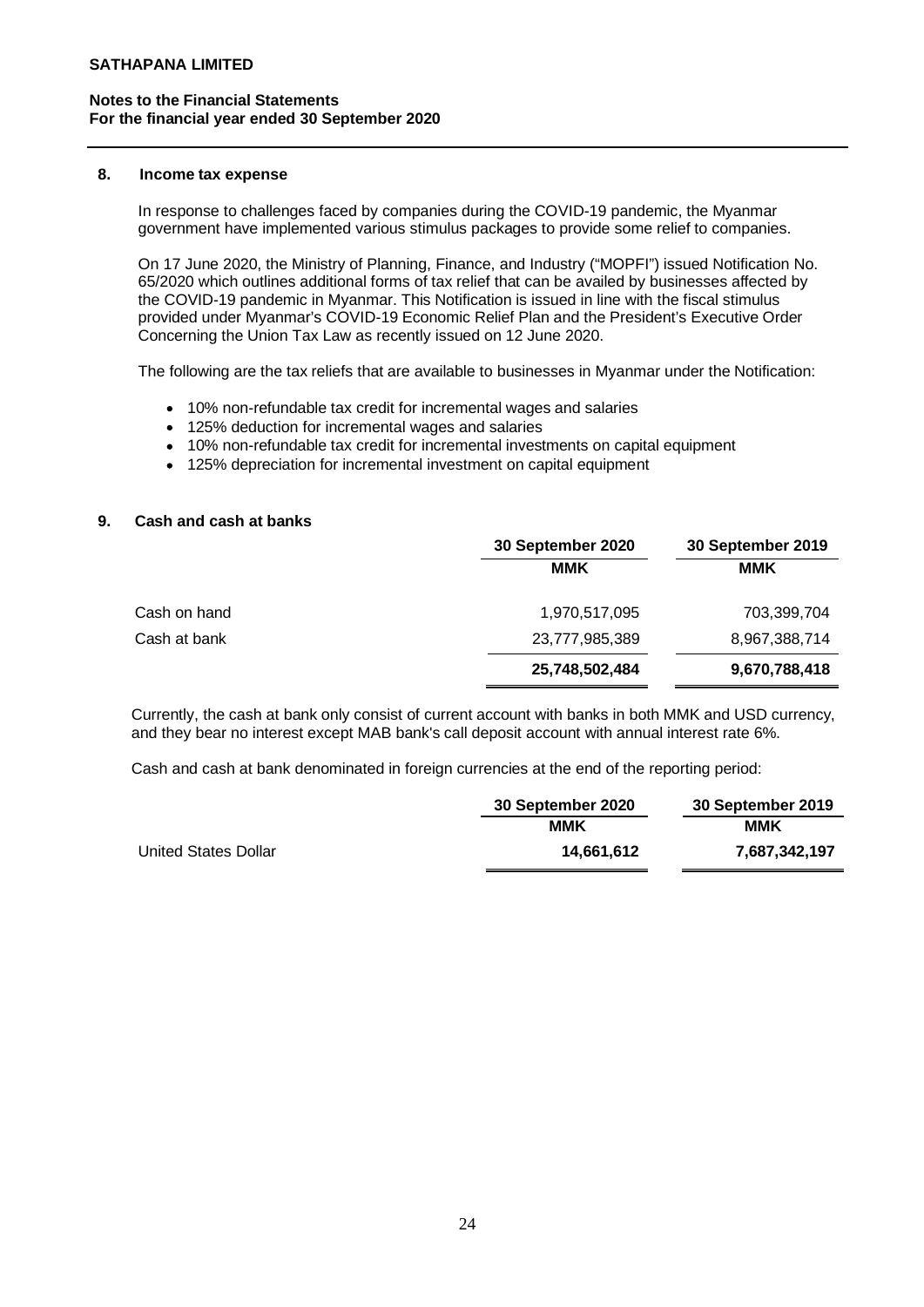**SATHAPANA LIMITED**

**Notes to the Financial Statements**
**For the financial year ended 30 September 2020**

## 8. Income tax expense

In response to challenges faced by companies during the COVID-19 pandemic, the Myanmar government have implemented various stimulus packages to provide some relief to companies.

On 17 June 2020, the Ministry of Planning, Finance, and Industry ("MOPFI") issued Notification No. 65/2020 which outlines additional forms of tax relief that can be availed by businesses affected by the COVID-19 pandemic in Myanmar. This Notification is issued in line with the fiscal stimulus provided under Myanmar's COVID-19 Economic Relief Plan and the President's Executive Order Concerning the Union Tax Law as recently issued on 12 June 2020.

The following are the tax reliefs that are available to businesses in Myanmar under the Notification:

- 10% non-refundable tax credit for incremental wages and salaries
- 125% deduction for incremental wages and salaries
- 10% non-refundable tax credit for incremental investments on capital equipment
- 125% depreciation for incremental investment on capital equipment

## 9. Cash and cash at banks

| | 30 September 2020 | 30 September 2019 |
|---|---|---|
| | MMK | MMK |
| Cash on hand | 1,970,517,095 | 703,399,704 |
| Cash at bank | 23,777,985,389 | 8,967,388,714 |
| | **25,748,502,484** | **9,670,788,418** |

Currently, the cash at bank only consist of current account with banks in both MMK and USD currency, and they bear no interest except MAB bank's call deposit account with annual interest rate 6%.

Cash and cash at bank denominated in foreign currencies at the end of the reporting period:

| | 30 September 2020 | 30 September 2019 |
|---|---|---|
| | MMK | MMK |
| United States Dollar | **14,661,612** | **7,687,342,197** |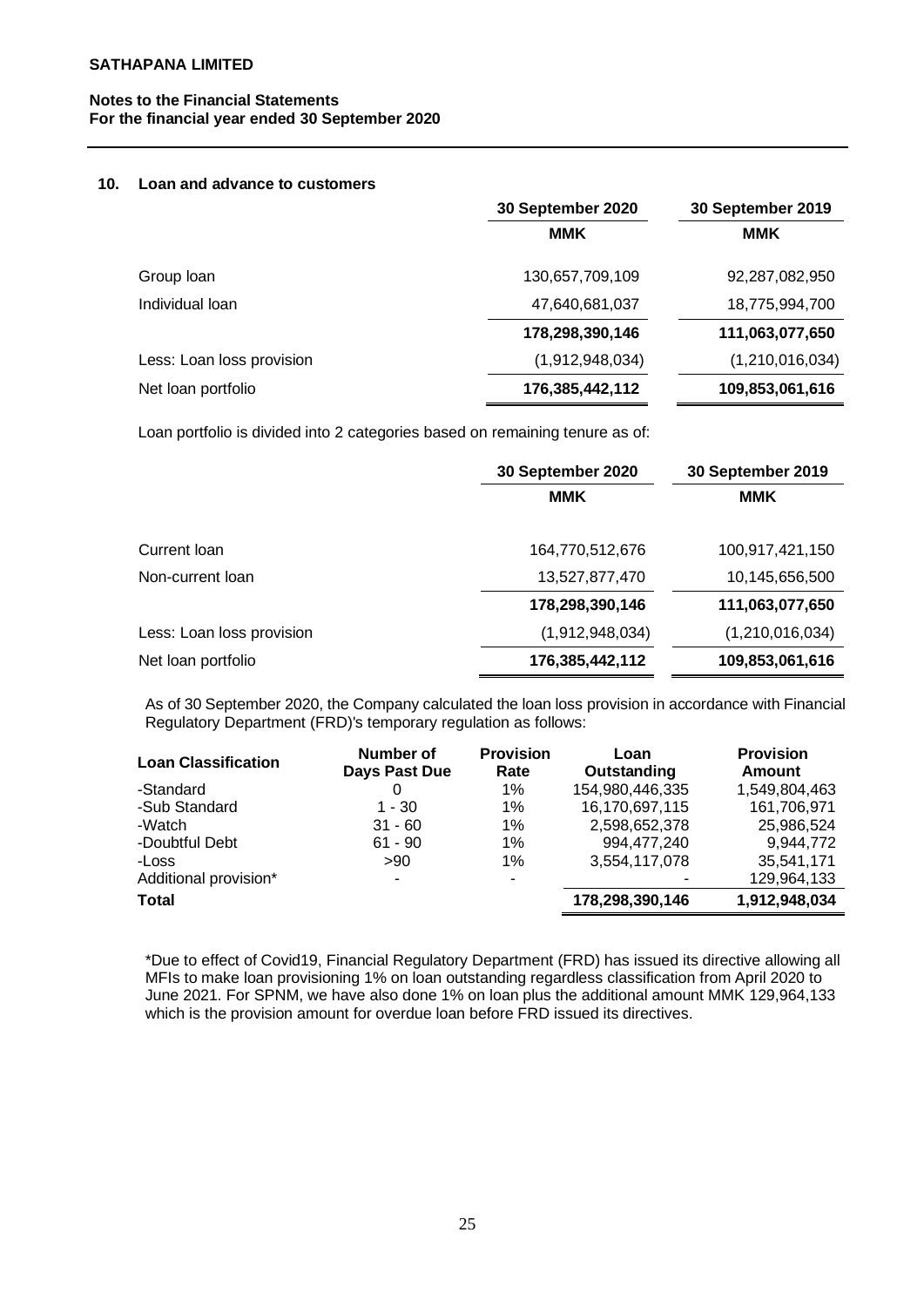## 10. Loan and advance to customers

| | 30 September 2020 | 30 September 2019 |
|---|---|---|
| | MMK | MMK |
| Group loan | 130,657,709,109 | 92,287,082,950 |
| Individual loan | 47,640,681,037 | 18,775,994,700 |
| | **178,298,390,146** | **111,063,077,650** |
| Less: Loan loss provision | (1,912,948,034) | (1,210,016,034) |
| Net loan portfolio | **176,385,442,112** | **109,853,061,616** |

Loan portfolio is divided into 2 categories based on remaining tenure as of:

| | 30 September 2020 | 30 September 2019 |
|---|---|---|
| | MMK | MMK |
| Current loan | 164,770,512,676 | 100,917,421,150 |
| Non-current loan | 13,527,877,470 | 10,145,656,500 |
| | **178,298,390,146** | **111,063,077,650** |
| Less: Loan loss provision | (1,912,948,034) | (1,210,016,034) |
| Net loan portfolio | **176,385,442,112** | **109,853,061,616** |

As of 30 September 2020, the Company calculated the loan loss provision in accordance with Financial Regulatory Department (FRD)'s temporary regulation as follows:

| Loan Classification | Number of Days Past Due | Provision Rate | Loan Outstanding | Provision Amount |
|---|---|---|---|---|
| -Standard | 0 | 1% | 154,980,446,335 | 1,549,804,463 |
| -Sub Standard | 1 - 30 | 1% | 16,170,697,115 | 161,706,971 |
| -Watch | 31 - 60 | 1% | 2,598,652,378 | 25,986,524 |
| -Doubtful Debt | 61 - 90 | 1% | 994,477,240 | 9,944,772 |
| -Loss | >90 | 1% | 3,554,117,078 | 35,541,171 |
| Additional provision* | - | - | - | 129,964,133 |
| **Total** | | | **178,298,390,146** | **1,912,948,034** |

*Due to effect of Covid19, Financial Regulatory Department (FRD) has issued its directive allowing all MFIs to make loan provisioning 1% on loan outstanding regardless classification from April 2020 to June 2021. For SPNM, we have also done 1% on loan plus the additional amount MMK 129,964,133 which is the provision amount for overdue loan before FRD issued its directives.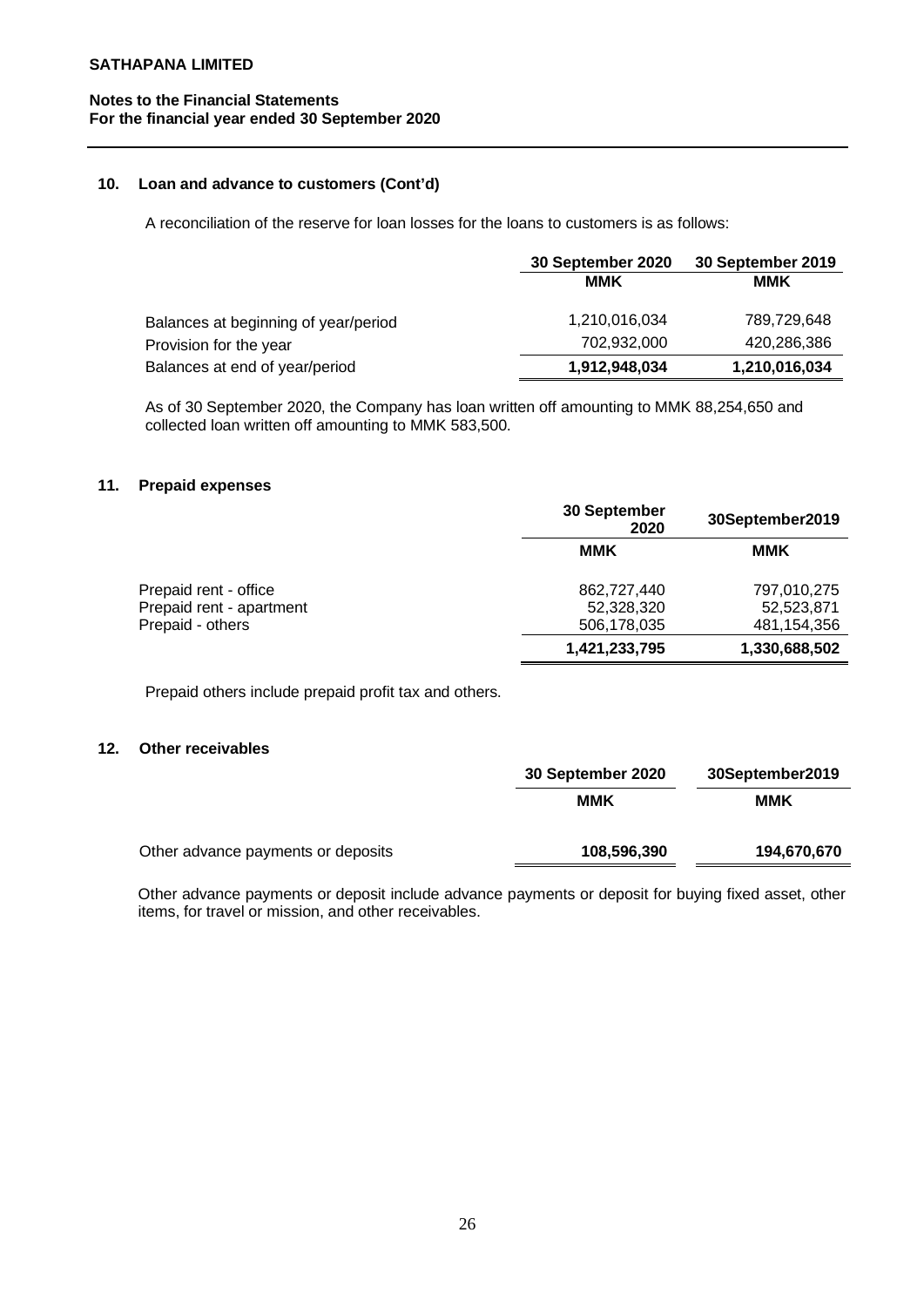## 10. Loan and advance to customers (Cont'd)

A reconciliation of the reserve for loan losses for the loans to customers is as follows:

| | 30 September 2020 | 30 September 2019 |
|---|---|---|
| | MMK | MMK |
| Balances at beginning of year/period | 1,210,016,034 | 789,729,648 |
| Provision for the year | 702,932,000 | 420,286,386 |
| Balances at end of year/period | **1,912,948,034** | **1,210,016,034** |

As of 30 September 2020, the Company has loan written off amounting to MMK 88,254,650 and collected loan written off amounting to MMK 583,500.

## 11. Prepaid expenses

| | 30 September 2020 | 30September2019 |
|---|---|---|
| | MMK | MMK |
| Prepaid rent - office | 862,727,440 | 797,010,275 |
| Prepaid rent - apartment | 52,328,320 | 52,523,871 |
| Prepaid - others | 506,178,035 | 481,154,356 |
| | **1,421,233,795** | **1,330,688,502** |

Prepaid others include prepaid profit tax and others.

## 12. Other receivables

| | 30 September 2020 | 30September2019 |
|---|---|---|
| | MMK | MMK |
| Other advance payments or deposits | **108,596,390** | **194,670,670** |

Other advance payments or deposit include advance payments or deposit for buying fixed asset, other items, for travel or mission, and other receivables.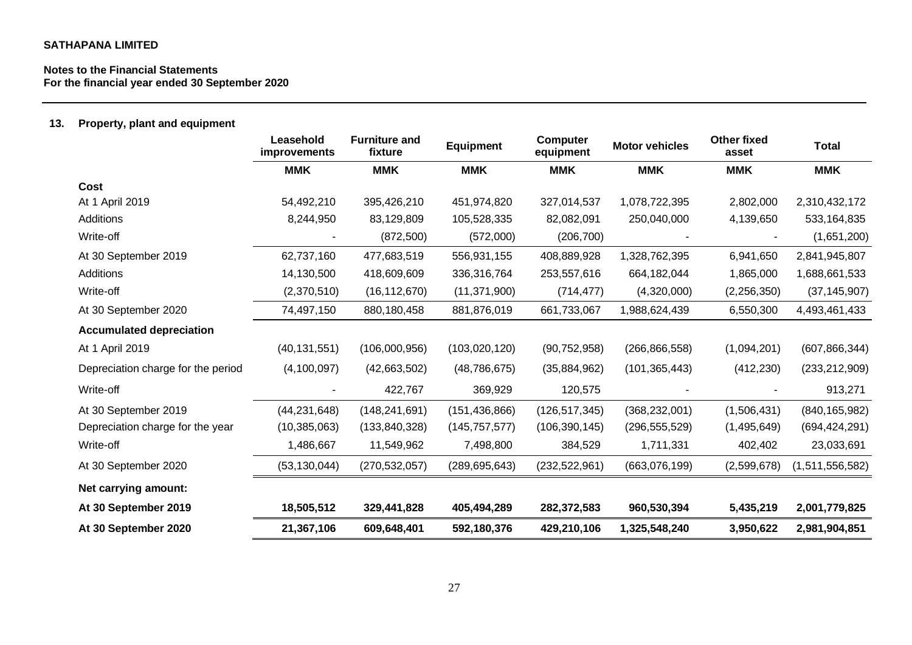**SATHAPANA LIMITED**

**Notes to the Financial Statements**
**For the financial year ended 30 September 2020**

## 13. Property, plant and equipment

| | Leasehold improvements | Furniture and fixture | Equipment | Computer equipment | Motor vehicles | Other fixed asset | Total |
|---|---|---|---|---|---|---|---|
| | MMK | MMK | MMK | MMK | MMK | MMK | MMK |
| **Cost** | | | | | | | |
| At 1 April 2019 | 54,492,210 | 395,426,210 | 451,974,820 | 327,014,537 | 1,078,722,395 | 2,802,000 | 2,310,432,172 |
| Additions | 8,244,950 | 83,129,809 | 105,528,335 | 82,082,091 | 250,040,000 | 4,139,650 | 533,164,835 |
| Write-off | - | (872,500) | (572,000) | (206,700) | - | - | (1,651,200) |
| At 30 September 2019 | 62,737,160 | 477,683,519 | 556,931,155 | 408,889,928 | 1,328,762,395 | 6,941,650 | 2,841,945,807 |
| Additions | 14,130,500 | 418,609,609 | 336,316,764 | 253,557,616 | 664,182,044 | 1,865,000 | 1,688,661,533 |
| Write-off | (2,370,510) | (16,112,670) | (11,371,900) | (714,477) | (4,320,000) | (2,256,350) | (37,145,907) |
| At 30 September 2020 | 74,497,150 | 880,180,458 | 881,876,019 | 661,733,067 | 1,988,624,439 | 6,550,300 | 4,493,461,433 |
| **Accumulated depreciation** | | | | | | | |
| At 1 April 2019 | (40,131,551) | (106,000,956) | (103,020,120) | (90,752,958) | (266,866,558) | (1,094,201) | (607,866,344) |
| Depreciation charge for the period | (4,100,097) | (42,663,502) | (48,786,675) | (35,884,962) | (101,365,443) | (412,230) | (233,212,909) |
| Write-off | - | 422,767 | 369,929 | 120,575 | - | - | 913,271 |
| At 30 September 2019 | (44,231,648) | (148,241,691) | (151,436,866) | (126,517,345) | (368,232,001) | (1,506,431) | (840,165,982) |
| Depreciation charge for the year | (10,385,063) | (133,840,328) | (145,757,577) | (106,390,145) | (296,555,529) | (1,495,649) | (694,424,291) |
| Write-off | 1,486,667 | 11,549,962 | 7,498,800 | 384,529 | 1,711,331 | 402,402 | 23,033,691 |
| At 30 September 2020 | (53,130,044) | (270,532,057) | (289,695,643) | (232,522,961) | (663,076,199) | (2,599,678) | (1,511,556,582) |
| **Net carrying amount:** | | | | | | | |
| **At 30 September 2019** | **18,505,512** | **329,441,828** | **405,494,289** | **282,372,583** | **960,530,394** | **5,435,219** | **2,001,779,825** |
| **At 30 September 2020** | **21,367,106** | **609,648,401** | **592,180,376** | **429,210,106** | **1,325,548,240** | **3,950,622** | **2,981,904,851** |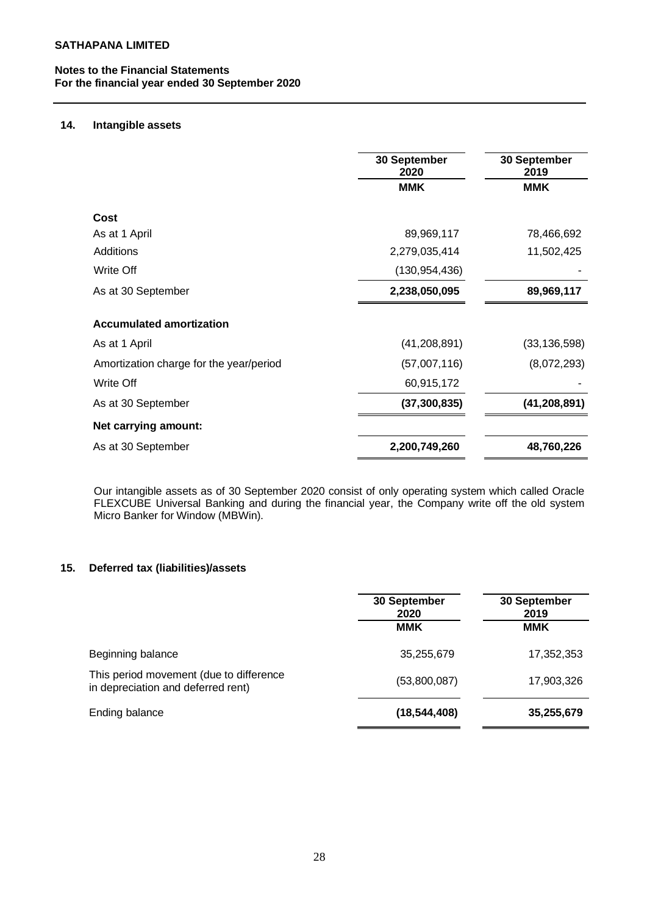**SATHAPANA LIMITED**

**Notes to the Financial Statements**
**For the financial year ended 30 September 2020**

## 14. Intangible assets

| | 30 September 2020 | 30 September 2019 |
|---|---|---|
| | **MMK** | **MMK** |
| **Cost** | | |
| As at 1 April | 89,969,117 | 78,466,692 |
| Additions | 2,279,035,414 | 11,502,425 |
| Write Off | (130,954,436) | - |
| As at 30 September | **2,238,050,095** | **89,969,117** |
| **Accumulated amortization** | | |
| As at 1 April | (41,208,891) | (33,136,598) |
| Amortization charge for the year/period | (57,007,116) | (8,072,293) |
| Write Off | 60,915,172 | - |
| As at 30 September | **(37,300,835)** | **(41,208,891)** |
| **Net carrying amount:** | | |
| As at 30 September | **2,200,749,260** | **48,760,226** |

Our intangible assets as of 30 September 2020 consist of only operating system which called Oracle FLEXCUBE Universal Banking and during the financial year, the Company write off the old system Micro Banker for Window (MBWin).

## 15. Deferred tax (liabilities)/assets

| | 30 September 2020 | 30 September 2019 |
|---|---|---|
| | **MMK** | **MMK** |
| Beginning balance | 35,255,679 | 17,352,353 |
| This period movement (due to difference in depreciation and deferred rent) | (53,800,087) | 17,903,326 |
| Ending balance | **(18,544,408)** | **35,255,679** |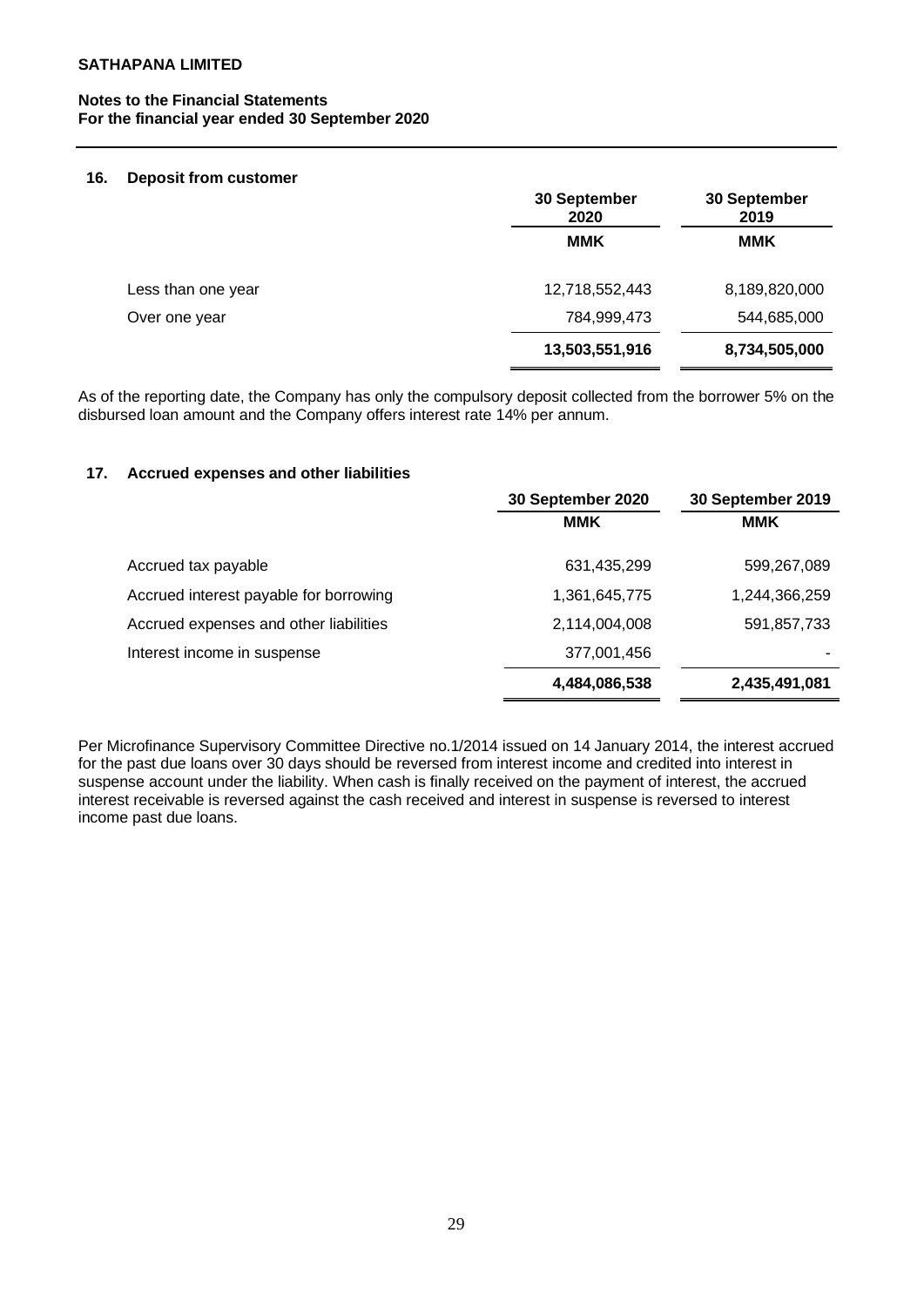**SATHAPANA LIMITED**

**Notes to the Financial Statements**
**For the financial year ended 30 September 2020**

## 16. Deposit from customer

| | 30 September 2020 | 30 September 2019 |
|---|---|---|
| | **MMK** | **MMK** |
| Less than one year | 12,718,552,443 | 8,189,820,000 |
| Over one year | 784,999,473 | 544,685,000 |
| | **13,503,551,916** | **8,734,505,000** |

As of the reporting date, the Company has only the compulsory deposit collected from the borrower 5% on the disbursed loan amount and the Company offers interest rate 14% per annum.

## 17. Accrued expenses and other liabilities

| | 30 September 2020 | 30 September 2019 |
|---|---|---|
| | **MMK** | **MMK** |
| Accrued tax payable | 631,435,299 | 599,267,089 |
| Accrued interest payable for borrowing | 1,361,645,775 | 1,244,366,259 |
| Accrued expenses and other liabilities | 2,114,004,008 | 591,857,733 |
| Interest income in suspense | 377,001,456 | - |
| | **4,484,086,538** | **2,435,491,081** |

Per Microfinance Supervisory Committee Directive no.1/2014 issued on 14 January 2014, the interest accrued for the past due loans over 30 days should be reversed from interest income and credited into interest in suspense account under the liability. When cash is finally received on the payment of interest, the accrued interest receivable is reversed against the cash received and interest in suspense is reversed to interest income past due loans.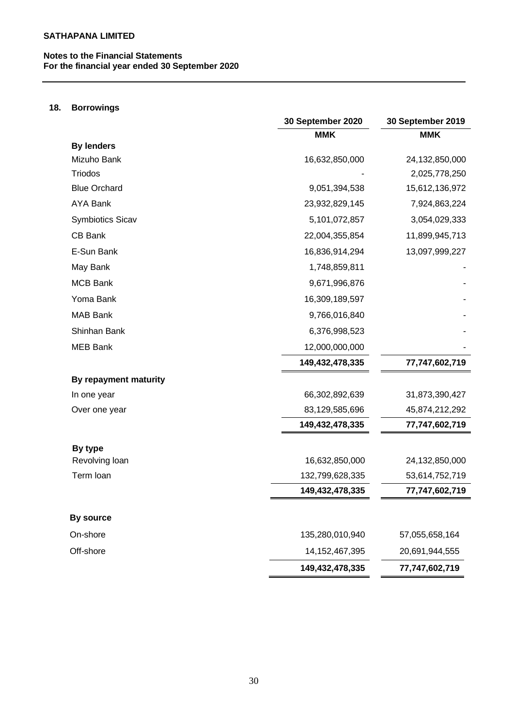**SATHAPANA LIMITED**

**Notes to the Financial Statements**
**For the financial year ended 30 September 2020**

## 18. Borrowings

| | 30 September 2020 | 30 September 2019 |
|---|---|---|
| | **MMK** | **MMK** |
| **By lenders** | | |
| Mizuho Bank | 16,632,850,000 | 24,132,850,000 |
| Triodos | - | 2,025,778,250 |
| Blue Orchard | 9,051,394,538 | 15,612,136,972 |
| AYA Bank | 23,932,829,145 | 7,924,863,224 |
| Symbiotics Sicav | 5,101,072,857 | 3,054,029,333 |
| CB Bank | 22,004,355,854 | 11,899,945,713 |
| E-Sun Bank | 16,836,914,294 | 13,097,999,227 |
| May Bank | 1,748,859,811 | - |
| MCB Bank | 9,671,996,876 | - |
| Yoma Bank | 16,309,189,597 | - |
| MAB Bank | 9,766,016,840 | - |
| Shinhan Bank | 6,376,998,523 | - |
| MEB Bank | 12,000,000,000 | - |
| | **149,432,478,335** | **77,747,602,719** |
| **By repayment maturity** | | |
| In one year | 66,302,892,639 | 31,873,390,427 |
| Over one year | 83,129,585,696 | 45,874,212,292 |
| | **149,432,478,335** | **77,747,602,719** |
| **By type** | | |
| Revolving loan | 16,632,850,000 | 24,132,850,000 |
| Term loan | 132,799,628,335 | 53,614,752,719 |
| | **149,432,478,335** | **77,747,602,719** |
| **By source** | | |
| On-shore | 135,280,010,940 | 57,055,658,164 |
| Off-shore | 14,152,467,395 | 20,691,944,555 |
| | **149,432,478,335** | **77,747,602,719** |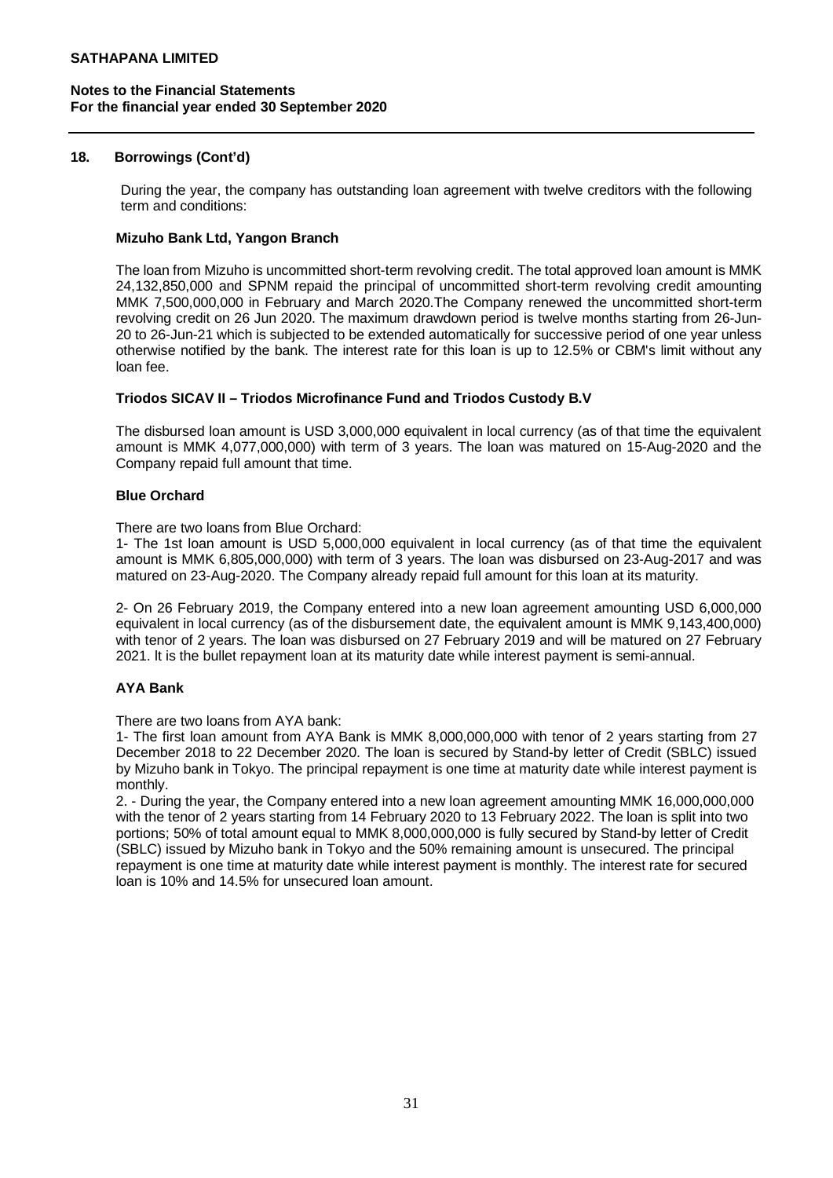## 18. Borrowings (Cont'd)

During the year, the company has outstanding loan agreement with twelve creditors with the following term and conditions:

### Mizuho Bank Ltd, Yangon Branch

The loan from Mizuho is uncommitted short-term revolving credit. The total approved loan amount is MMK 24,132,850,000 and SPNM repaid the principal of uncommitted short-term revolving credit amounting MMK 7,500,000,000 in February and March 2020.The Company renewed the uncommitted short-term revolving credit on 26 Jun 2020. The maximum drawdown period is twelve months starting from 26-Jun-20 to 26-Jun-21 which is subjected to be extended automatically for successive period of one year unless otherwise notified by the bank. The interest rate for this loan is up to 12.5% or CBM's limit without any loan fee.

### Triodos SICAV II – Triodos Microfinance Fund and Triodos Custody B.V

The disbursed loan amount is USD 3,000,000 equivalent in local currency (as of that time the equivalent amount is MMK 4,077,000,000) with term of 3 years. The loan was matured on 15-Aug-2020 and the Company repaid full amount that time.

### Blue Orchard

There are two loans from Blue Orchard:

1- The 1st loan amount is USD 5,000,000 equivalent in local currency (as of that time the equivalent amount is MMK 6,805,000,000) with term of 3 years. The loan was disbursed on 23-Aug-2017 and was matured on 23-Aug-2020. The Company already repaid full amount for this loan at its maturity.

2- On 26 February 2019, the Company entered into a new loan agreement amounting USD 6,000,000 equivalent in local currency (as of the disbursement date, the equivalent amount is MMK 9,143,400,000) with tenor of 2 years. The loan was disbursed on 27 February 2019 and will be matured on 27 February 2021. It is the bullet repayment loan at its maturity date while interest payment is semi-annual.

### AYA Bank

There are two loans from AYA bank:

1- The first loan amount from AYA Bank is MMK 8,000,000,000 with tenor of 2 years starting from 27 December 2018 to 22 December 2020. The loan is secured by Stand-by letter of Credit (SBLC) issued by Mizuho bank in Tokyo. The principal repayment is one time at maturity date while interest payment is monthly.

2. - During the year, the Company entered into a new loan agreement amounting MMK 16,000,000,000 with the tenor of 2 years starting from 14 February 2020 to 13 February 2022. The loan is split into two portions; 50% of total amount equal to MMK 8,000,000,000 is fully secured by Stand-by letter of Credit (SBLC) issued by Mizuho bank in Tokyo and the 50% remaining amount is unsecured. The principal repayment is one time at maturity date while interest payment is monthly. The interest rate for secured loan is 10% and 14.5% for unsecured loan amount.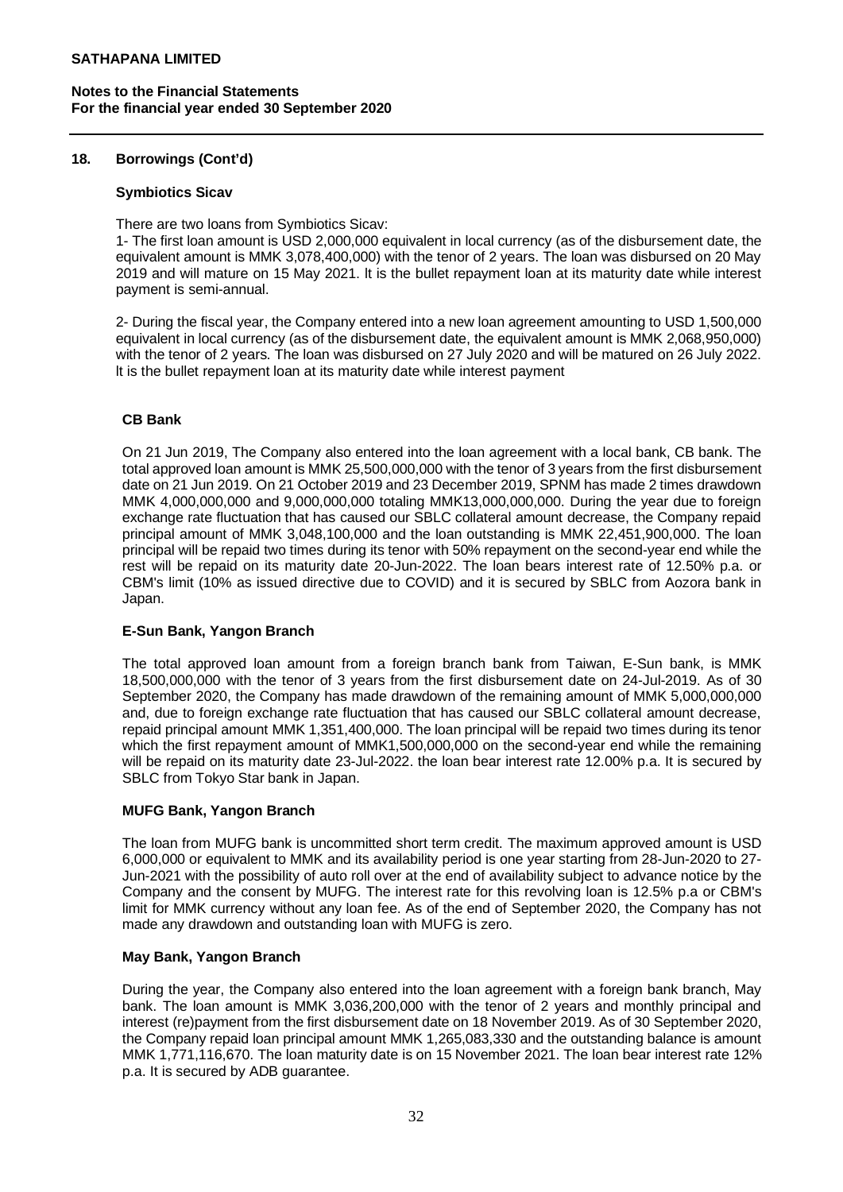## 18. Borrowings (Cont'd)

### Symbiotics Sicav

There are two loans from Symbiotics Sicav:

1- The first loan amount is USD 2,000,000 equivalent in local currency (as of the disbursement date, the equivalent amount is MMK 3,078,400,000) with the tenor of 2 years. The loan was disbursed on 20 May 2019 and will mature on 15 May 2021. It is the bullet repayment loan at its maturity date while interest payment is semi-annual.

2- During the fiscal year, the Company entered into a new loan agreement amounting to USD 1,500,000 equivalent in local currency (as of the disbursement date, the equivalent amount is MMK 2,068,950,000) with the tenor of 2 years. The loan was disbursed on 27 July 2020 and will be matured on 26 July 2022. It is the bullet repayment loan at its maturity date while interest payment

### CB Bank

On 21 Jun 2019, The Company also entered into the loan agreement with a local bank, CB bank. The total approved loan amount is MMK 25,500,000,000 with the tenor of 3 years from the first disbursement date on 21 Jun 2019. On 21 October 2019 and 23 December 2019, SPNM has made 2 times drawdown MMK 4,000,000,000 and 9,000,000,000 totaling MMK13,000,000,000. During the year due to foreign exchange rate fluctuation that has caused our SBLC collateral amount decrease, the Company repaid principal amount of MMK 3,048,100,000 and the loan outstanding is MMK 22,451,900,000. The loan principal will be repaid two times during its tenor with 50% repayment on the second-year end while the rest will be repaid on its maturity date 20-Jun-2022. The loan bears interest rate of 12.50% p.a. or CBM's limit (10% as issued directive due to COVID) and it is secured by SBLC from Aozora bank in Japan.

### E-Sun Bank, Yangon Branch

The total approved loan amount from a foreign branch bank from Taiwan, E-Sun bank, is MMK 18,500,000,000 with the tenor of 3 years from the first disbursement date on 24-Jul-2019. As of 30 September 2020, the Company has made drawdown of the remaining amount of MMK 5,000,000,000 and, due to foreign exchange rate fluctuation that has caused our SBLC collateral amount decrease, repaid principal amount MMK 1,351,400,000. The loan principal will be repaid two times during its tenor which the first repayment amount of MMK1,500,000,000 on the second-year end while the remaining will be repaid on its maturity date 23-Jul-2022. the loan bear interest rate 12.00% p.a. It is secured by SBLC from Tokyo Star bank in Japan.

### MUFG Bank, Yangon Branch

The loan from MUFG bank is uncommitted short term credit. The maximum approved amount is USD 6,000,000 or equivalent to MMK and its availability period is one year starting from 28-Jun-2020 to 27-Jun-2021 with the possibility of auto roll over at the end of availability subject to advance notice by the Company and the consent by MUFG. The interest rate for this revolving loan is 12.5% p.a or CBM's limit for MMK currency without any loan fee. As of the end of September 2020, the Company has not made any drawdown and outstanding loan with MUFG is zero.

### May Bank, Yangon Branch

During the year, the Company also entered into the loan agreement with a foreign bank branch, May bank. The loan amount is MMK 3,036,200,000 with the tenor of 2 years and monthly principal and interest (re)payment from the first disbursement date on 18 November 2019. As of 30 September 2020, the Company repaid loan principal amount MMK 1,265,083,330 and the outstanding balance is amount MMK 1,771,116,670. The loan maturity date is on 15 November 2021. The loan bear interest rate 12% p.a. It is secured by ADB guarantee.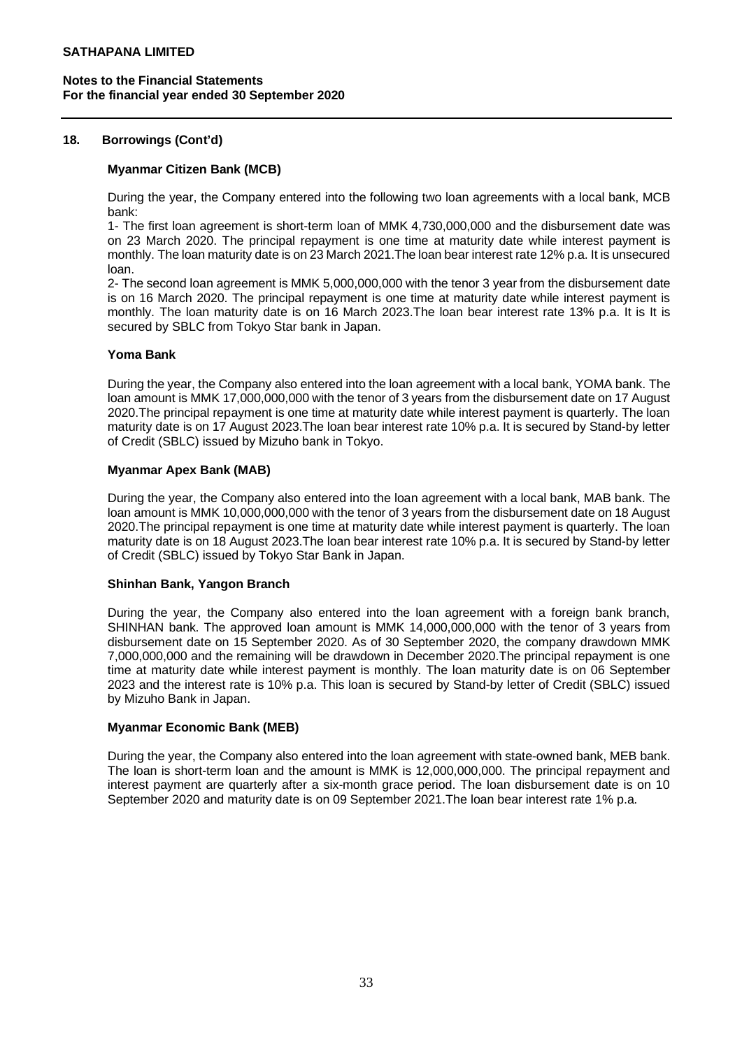## 18. Borrowings (Cont'd)

### Myanmar Citizen Bank (MCB)

During the year, the Company entered into the following two loan agreements with a local bank, MCB bank:

1- The first loan agreement is short-term loan of MMK 4,730,000,000 and the disbursement date was on 23 March 2020. The principal repayment is one time at maturity date while interest payment is monthly. The loan maturity date is on 23 March 2021.The loan bear interest rate 12% p.a. It is unsecured loan.

2- The second loan agreement is MMK 5,000,000,000 with the tenor 3 year from the disbursement date is on 16 March 2020. The principal repayment is one time at maturity date while interest payment is monthly. The loan maturity date is on 16 March 2023.The loan bear interest rate 13% p.a. It is It is secured by SBLC from Tokyo Star bank in Japan.

### Yoma Bank

During the year, the Company also entered into the loan agreement with a local bank, YOMA bank. The loan amount is MMK 17,000,000,000 with the tenor of 3 years from the disbursement date on 17 August 2020.The principal repayment is one time at maturity date while interest payment is quarterly. The loan maturity date is on 17 August 2023.The loan bear interest rate 10% p.a. It is secured by Stand-by letter of Credit (SBLC) issued by Mizuho bank in Tokyo.

### Myanmar Apex Bank (MAB)

During the year, the Company also entered into the loan agreement with a local bank, MAB bank. The loan amount is MMK 10,000,000,000 with the tenor of 3 years from the disbursement date on 18 August 2020.The principal repayment is one time at maturity date while interest payment is quarterly. The loan maturity date is on 18 August 2023.The loan bear interest rate 10% p.a. It is secured by Stand-by letter of Credit (SBLC) issued by Tokyo Star Bank in Japan.

### Shinhan Bank, Yangon Branch

During the year, the Company also entered into the loan agreement with a foreign bank branch, SHINHAN bank. The approved loan amount is MMK 14,000,000,000 with the tenor of 3 years from disbursement date on 15 September 2020. As of 30 September 2020, the company drawdown MMK 7,000,000,000 and the remaining will be drawdown in December 2020.The principal repayment is one time at maturity date while interest payment is monthly. The loan maturity date is on 06 September 2023 and the interest rate is 10% p.a. This loan is secured by Stand-by letter of Credit (SBLC) issued by Mizuho Bank in Japan.

### Myanmar Economic Bank (MEB)

During the year, the Company also entered into the loan agreement with state-owned bank, MEB bank. The loan is short-term loan and the amount is MMK is 12,000,000,000. The principal repayment and interest payment are quarterly after a six-month grace period. The loan disbursement date is on 10 September 2020 and maturity date is on 09 September 2021.The loan bear interest rate 1% p.a.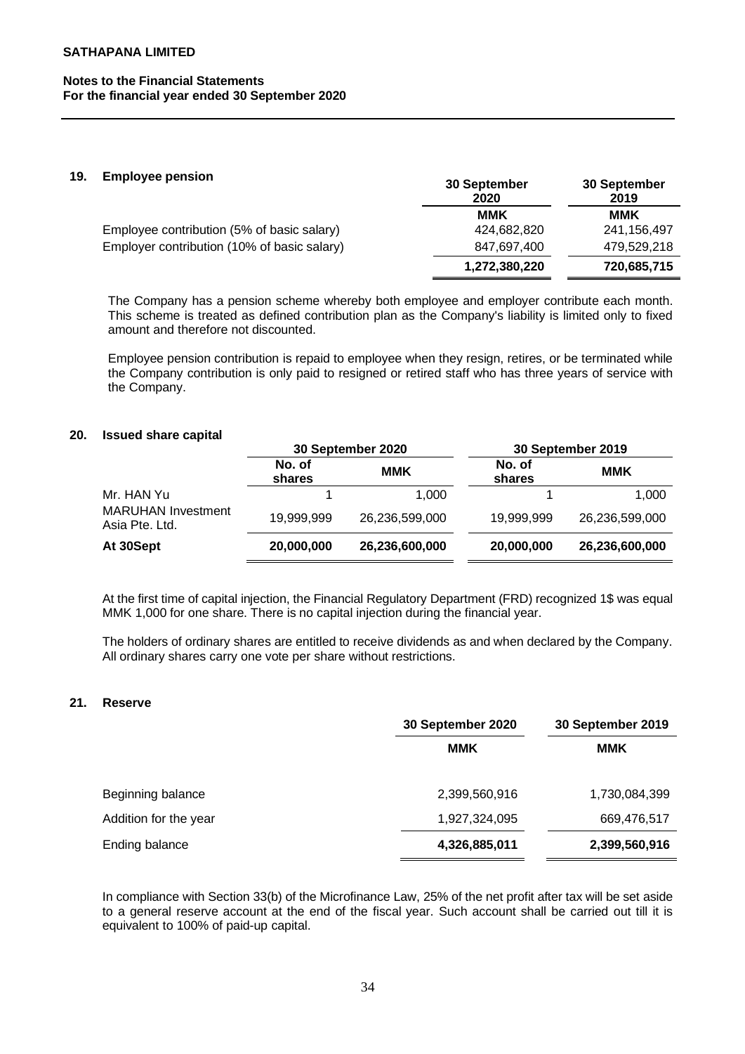## 19. Employee pension

| | 30 September 2020 | 30 September 2019 |
|---|---|---|
| | **MMK** | **MMK** |
| Employee contribution (5% of basic salary) | 424,682,820 | 241,156,497 |
| Employer contribution (10% of basic salary) | 847,697,400 | 479,529,218 |
| | **1,272,380,220** | **720,685,715** |

The Company has a pension scheme whereby both employee and employer contribute each month. This scheme is treated as defined contribution plan as the Company's liability is limited only to fixed amount and therefore not discounted.

Employee pension contribution is repaid to employee when they resign, retires, or be terminated while the Company contribution is only paid to resigned or retired staff who has three years of service with the Company.

## 20. Issued share capital

| | 30 September 2020 | | 30 September 2019 | |
|---|---|---|---|---|
| | **No. of shares** | **MMK** | **No. of shares** | **MMK** |
| Mr. HAN Yu | 1 | 1,000 | 1 | 1,000 |
| MARUHAN Investment Asia Pte. Ltd. | 19,999,999 | 26,236,599,000 | 19,999,999 | 26,236,599,000 |
| **At 30Sept** | **20,000,000** | **26,236,600,000** | **20,000,000** | **26,236,600,000** |

At the first time of capital injection, the Financial Regulatory Department (FRD) recognized 1$ was equal MMK 1,000 for one share. There is no capital injection during the financial year.

The holders of ordinary shares are entitled to receive dividends as and when declared by the Company. All ordinary shares carry one vote per share without restrictions.

## 21. Reserve

| | 30 September 2020 | 30 September 2019 |
|---|---|---|
| | **MMK** | **MMK** |
| Beginning balance | 2,399,560,916 | 1,730,084,399 |
| Addition for the year | 1,927,324,095 | 669,476,517 |
| Ending balance | **4,326,885,011** | **2,399,560,916** |

In compliance with Section 33(b) of the Microfinance Law, 25% of the net profit after tax will be set aside to a general reserve account at the end of the fiscal year. Such account shall be carried out till it is equivalent to 100% of paid-up capital.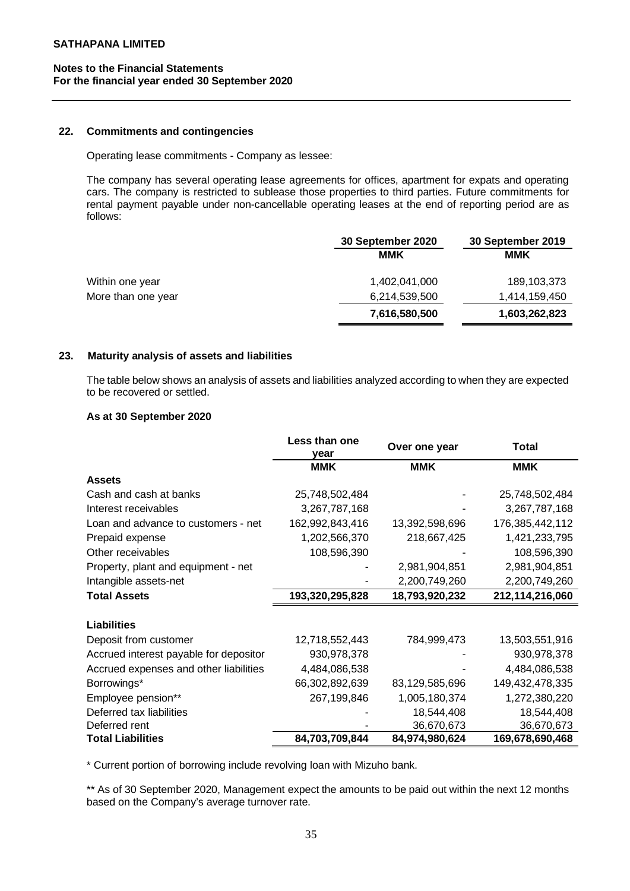## 22. Commitments and contingencies

Operating lease commitments - Company as lessee:

The company has several operating lease agreements for offices, apartment for expats and operating cars. The company is restricted to sublease those properties to third parties. Future commitments for rental payment payable under non-cancellable operating leases at the end of reporting period are as follows:

| | 30 September 2020 | 30 September 2019 |
|---|---|---|
| | MMK | MMK |
| Within one year | 1,402,041,000 | 189,103,373 |
| More than one year | 6,214,539,500 | 1,414,159,450 |
| | **7,616,580,500** | **1,603,262,823** |

## 23. Maturity analysis of assets and liabilities

The table below shows an analysis of assets and liabilities analyzed according to when they are expected to be recovered or settled.

**As at 30 September 2020**

| | Less than one year | Over one year | Total |
|---|---|---|---|
| | MMK | MMK | MMK |
| **Assets** | | | |
| Cash and cash at banks | 25,748,502,484 | - | 25,748,502,484 |
| Interest receivables | 3,267,787,168 | - | 3,267,787,168 |
| Loan and advance to customers - net | 162,992,843,416 | 13,392,598,696 | 176,385,442,112 |
| Prepaid expense | 1,202,566,370 | 218,667,425 | 1,421,233,795 |
| Other receivables | 108,596,390 | - | 108,596,390 |
| Property, plant and equipment - net | - | 2,981,904,851 | 2,981,904,851 |
| Intangible assets-net | - | 2,200,749,260 | 2,200,749,260 |
| **Total Assets** | **193,320,295,828** | **18,793,920,232** | **212,114,216,060** |
| **Liabilities** | | | |
| Deposit from customer | 12,718,552,443 | 784,999,473 | 13,503,551,916 |
| Accrued interest payable for depositor | 930,978,378 | - | 930,978,378 |
| Accrued expenses and other liabilities | 4,484,086,538 | - | 4,484,086,538 |
| Borrowings* | 66,302,892,639 | 83,129,585,696 | 149,432,478,335 |
| Employee pension** | 267,199,846 | 1,005,180,374 | 1,272,380,220 |
| Deferred tax liabilities | - | 18,544,408 | 18,544,408 |
| Deferred rent | - | 36,670,673 | 36,670,673 |
| **Total Liabilities** | **84,703,709,844** | **84,974,980,624** | **169,678,690,468** |

\* Current portion of borrowing include revolving loan with Mizuho bank.

\** As of 30 September 2020, Management expect the amounts to be paid out within the next 12 months based on the Company's average turnover rate.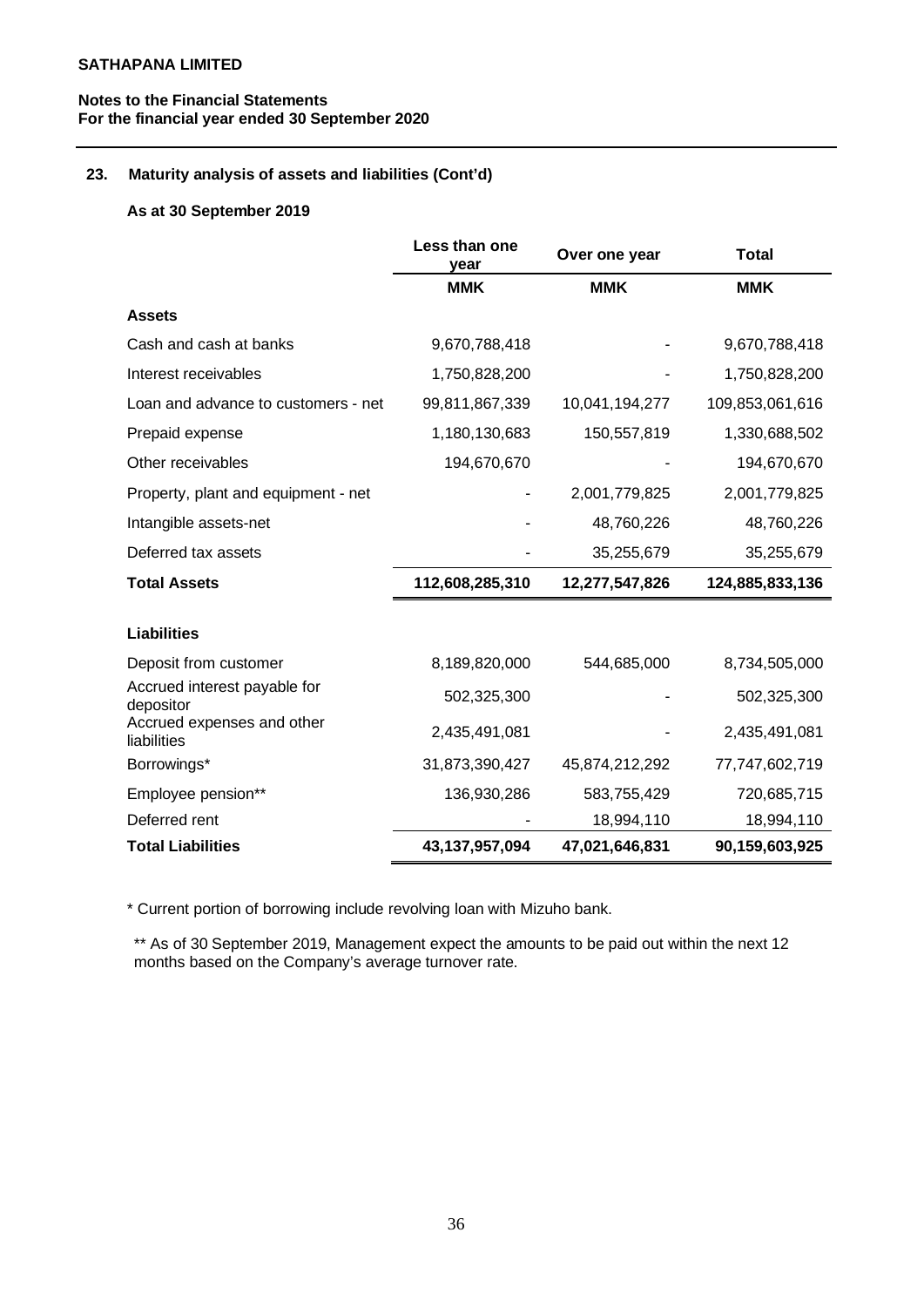**SATHAPANA LIMITED**

**Notes to the Financial Statements**
**For the financial year ended 30 September 2020**

### 23. Maturity analysis of assets and liabilities (Cont'd)

**As at 30 September 2019**

| | Less than one year | Over one year | Total |
|---|---|---|---|
| | **MMK** | **MMK** | **MMK** |
| **Assets** | | | |
| Cash and cash at banks | 9,670,788,418 | - | 9,670,788,418 |
| Interest receivables | 1,750,828,200 | - | 1,750,828,200 |
| Loan and advance to customers - net | 99,811,867,339 | 10,041,194,277 | 109,853,061,616 |
| Prepaid expense | 1,180,130,683 | 150,557,819 | 1,330,688,502 |
| Other receivables | 194,670,670 | - | 194,670,670 |
| Property, plant and equipment - net | - | 2,001,779,825 | 2,001,779,825 |
| Intangible assets-net | - | 48,760,226 | 48,760,226 |
| Deferred tax assets | - | 35,255,679 | 35,255,679 |
| **Total Assets** | **112,608,285,310** | **12,277,547,826** | **124,885,833,136** |
| | | | |
| **Liabilities** | | | |
| Deposit from customer | 8,189,820,000 | 544,685,000 | 8,734,505,000 |
| Accrued interest payable for depositor | 502,325,300 | - | 502,325,300 |
| Accrued expenses and other liabilities | 2,435,491,081 | - | 2,435,491,081 |
| Borrowings* | 31,873,390,427 | 45,874,212,292 | 77,747,602,719 |
| Employee pension** | 136,930,286 | 583,755,429 | 720,685,715 |
| Deferred rent | - | 18,994,110 | 18,994,110 |
| **Total Liabilities** | **43,137,957,094** | **47,021,646,831** | **90,159,603,925** |

* Current portion of borrowing include revolving loan with Mizuho bank.

** As of 30 September 2019, Management expect the amounts to be paid out within the next 12 months based on the Company's average turnover rate.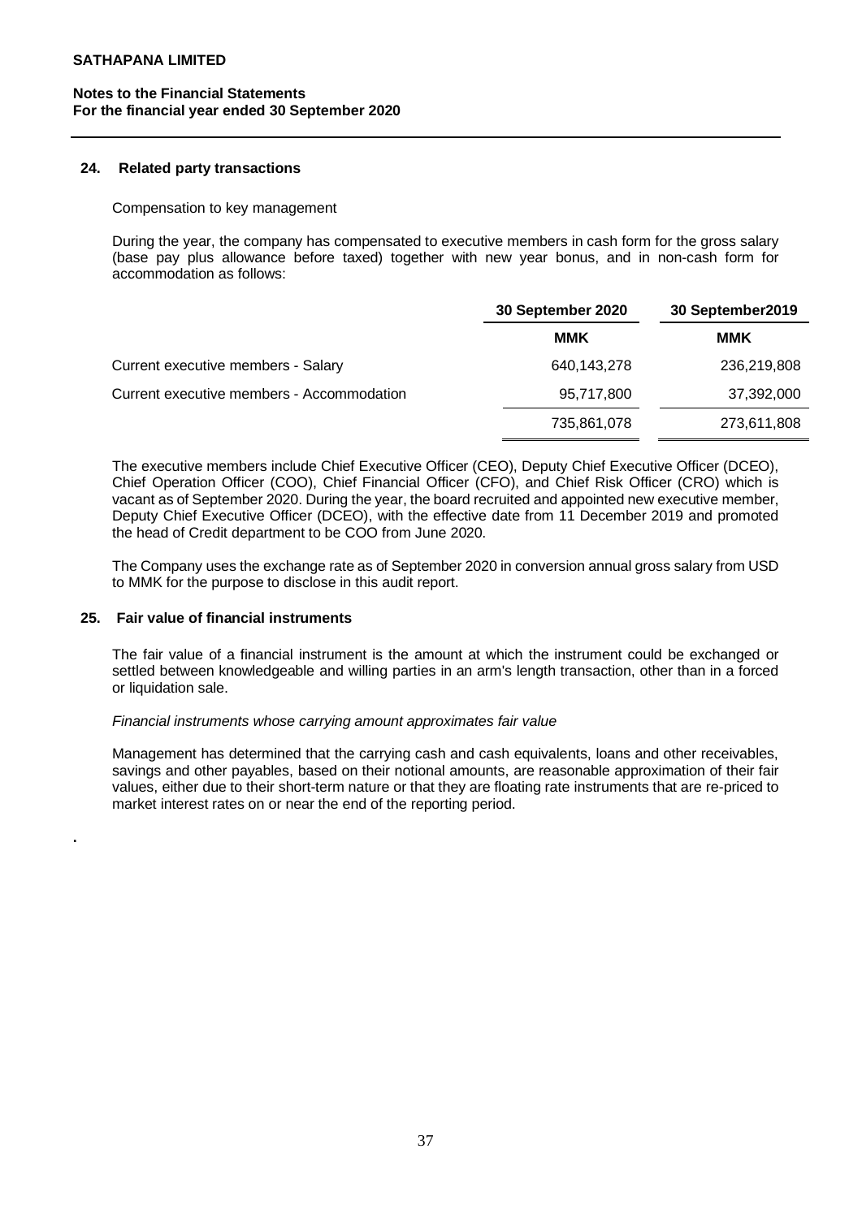## 24. Related party transactions

Compensation to key management

During the year, the company has compensated to executive members in cash form for the gross salary (base pay plus allowance before taxed) together with new year bonus, and in non-cash form for accommodation as follows:

| | 30 September 2020 | 30 September2019 |
|---|---|---|
| | MMK | MMK |
| Current executive members - Salary | 640,143,278 | 236,219,808 |
| Current executive members - Accommodation | 95,717,800 | 37,392,000 |
| | 735,861,078 | 273,611,808 |

The executive members include Chief Executive Officer (CEO), Deputy Chief Executive Officer (DCEO), Chief Operation Officer (COO), Chief Financial Officer (CFO), and Chief Risk Officer (CRO) which is vacant as of September 2020. During the year, the board recruited and appointed new executive member, Deputy Chief Executive Officer (DCEO), with the effective date from 11 December 2019 and promoted the head of Credit department to be COO from June 2020.

The Company uses the exchange rate as of September 2020 in conversion annual gross salary from USD to MMK for the purpose to disclose in this audit report.

## 25. Fair value of financial instruments

The fair value of a financial instrument is the amount at which the instrument could be exchanged or settled between knowledgeable and willing parties in an arm's length transaction, other than in a forced or liquidation sale.

*Financial instruments whose carrying amount approximates fair value*

Management has determined that the carrying cash and cash equivalents, loans and other receivables, savings and other payables, based on their notional amounts, are reasonable approximation of their fair values, either due to their short-term nature or that they are floating rate instruments that are re-priced to market interest rates on or near the end of the reporting period.

.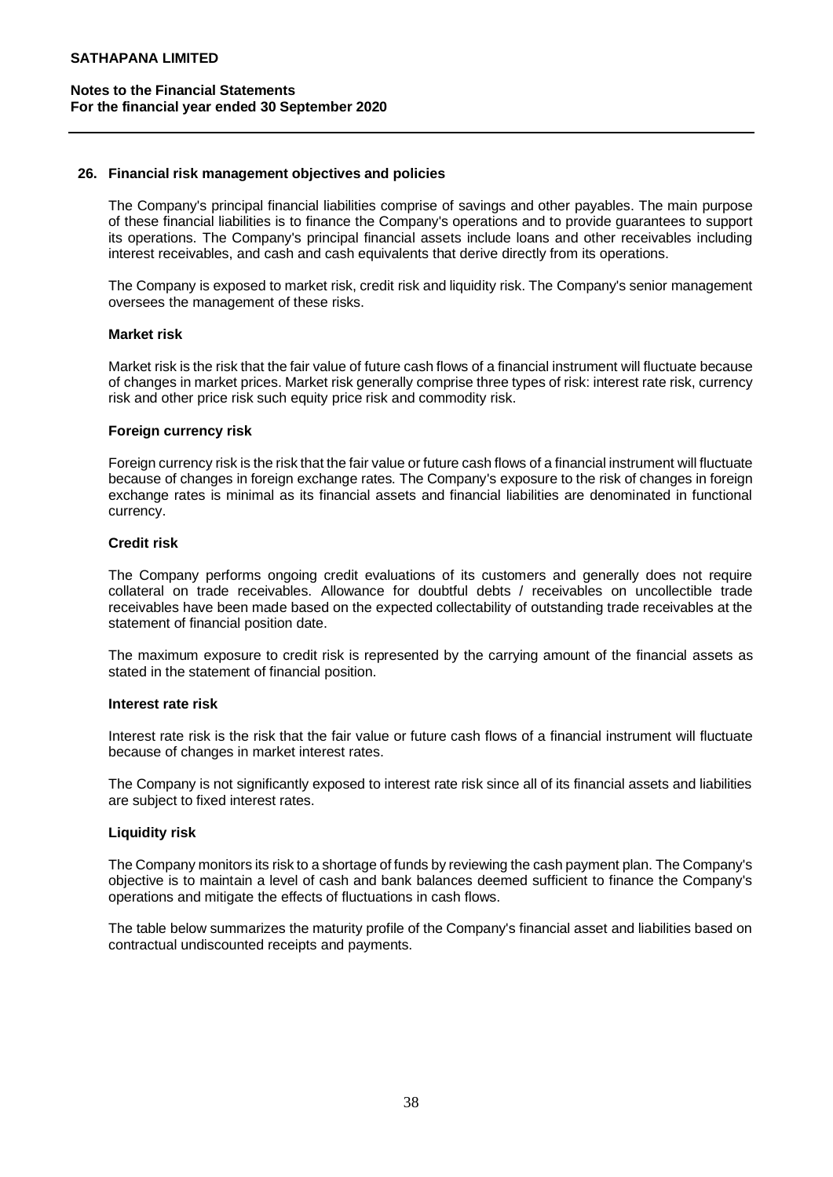## 26. Financial risk management objectives and policies

The Company's principal financial liabilities comprise of savings and other payables. The main purpose of these financial liabilities is to finance the Company's operations and to provide guarantees to support its operations. The Company's principal financial assets include loans and other receivables including interest receivables, and cash and cash equivalents that derive directly from its operations.

The Company is exposed to market risk, credit risk and liquidity risk. The Company's senior management oversees the management of these risks.

### Market risk

Market risk is the risk that the fair value of future cash flows of a financial instrument will fluctuate because of changes in market prices. Market risk generally comprise three types of risk: interest rate risk, currency risk and other price risk such equity price risk and commodity risk.

### Foreign currency risk

Foreign currency risk is the risk that the fair value or future cash flows of a financial instrument will fluctuate because of changes in foreign exchange rates. The Company's exposure to the risk of changes in foreign exchange rates is minimal as its financial assets and financial liabilities are denominated in functional currency.

### Credit risk

The Company performs ongoing credit evaluations of its customers and generally does not require collateral on trade receivables. Allowance for doubtful debts / receivables on uncollectible trade receivables have been made based on the expected collectability of outstanding trade receivables at the statement of financial position date.

The maximum exposure to credit risk is represented by the carrying amount of the financial assets as stated in the statement of financial position.

### Interest rate risk

Interest rate risk is the risk that the fair value or future cash flows of a financial instrument will fluctuate because of changes in market interest rates.

The Company is not significantly exposed to interest rate risk since all of its financial assets and liabilities are subject to fixed interest rates.

### Liquidity risk

The Company monitors its risk to a shortage of funds by reviewing the cash payment plan. The Company's objective is to maintain a level of cash and bank balances deemed sufficient to finance the Company's operations and mitigate the effects of fluctuations in cash flows.

The table below summarizes the maturity profile of the Company's financial asset and liabilities based on contractual undiscounted receipts and payments.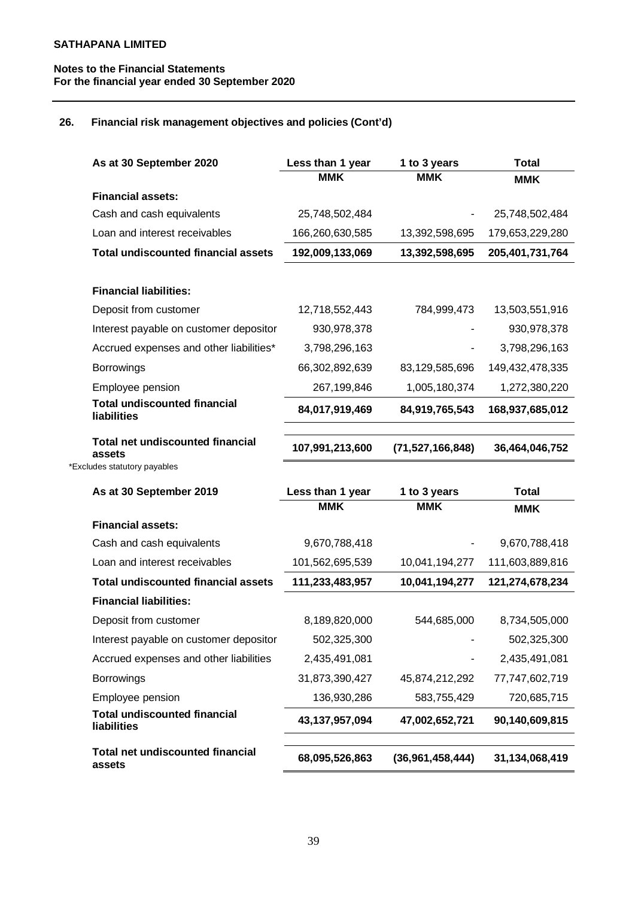**SATHAPANA LIMITED**

**Notes to the Financial Statements**
**For the financial year ended 30 September 2020**

## 26. Financial risk management objectives and policies (Cont'd)

| As at 30 September 2020 | Less than 1 year | 1 to 3 years | Total |
|---|---|---|---|
| | MMK | MMK | MMK |
| **Financial assets:** | | | |
| Cash and cash equivalents | 25,748,502,484 | - | 25,748,502,484 |
| Loan and interest receivables | 166,260,630,585 | 13,392,598,695 | 179,653,229,280 |
| **Total undiscounted financial assets** | **192,009,133,069** | **13,392,598,695** | **205,401,731,764** |
| | | | |
| **Financial liabilities:** | | | |
| Deposit from customer | 12,718,552,443 | 784,999,473 | 13,503,551,916 |
| Interest payable on customer depositor | 930,978,378 | - | 930,978,378 |
| Accrued expenses and other liabilities* | 3,798,296,163 | - | 3,798,296,163 |
| Borrowings | 66,302,892,639 | 83,129,585,696 | 149,432,478,335 |
| Employee pension | 267,199,846 | 1,005,180,374 | 1,272,380,220 |
| **Total undiscounted financial liabilities** | **84,017,919,469** | **84,919,765,543** | **168,937,685,012** |
| | | | |
| **Total net undiscounted financial assets** | **107,991,213,600** | **(71,527,166,848)** | **36,464,046,752** |

*Excludes statutory payables

| As at 30 September 2019 | Less than 1 year | 1 to 3 years | Total |
|---|---|---|---|
| | MMK | MMK | MMK |
| **Financial assets:** | | | |
| Cash and cash equivalents | 9,670,788,418 | - | 9,670,788,418 |
| Loan and interest receivables | 101,562,695,539 | 10,041,194,277 | 111,603,889,816 |
| **Total undiscounted financial assets** | **111,233,483,957** | **10,041,194,277** | **121,274,678,234** |
| **Financial liabilities:** | | | |
| Deposit from customer | 8,189,820,000 | 544,685,000 | 8,734,505,000 |
| Interest payable on customer depositor | 502,325,300 | - | 502,325,300 |
| Accrued expenses and other liabilities | 2,435,491,081 | - | 2,435,491,081 |
| Borrowings | 31,873,390,427 | 45,874,212,292 | 77,747,602,719 |
| Employee pension | 136,930,286 | 583,755,429 | 720,685,715 |
| **Total undiscounted financial liabilities** | **43,137,957,094** | **47,002,652,721** | **90,140,609,815** |
| | | | |
| **Total net undiscounted financial assets** | **68,095,526,863** | **(36,961,458,444)** | **31,134,068,419** |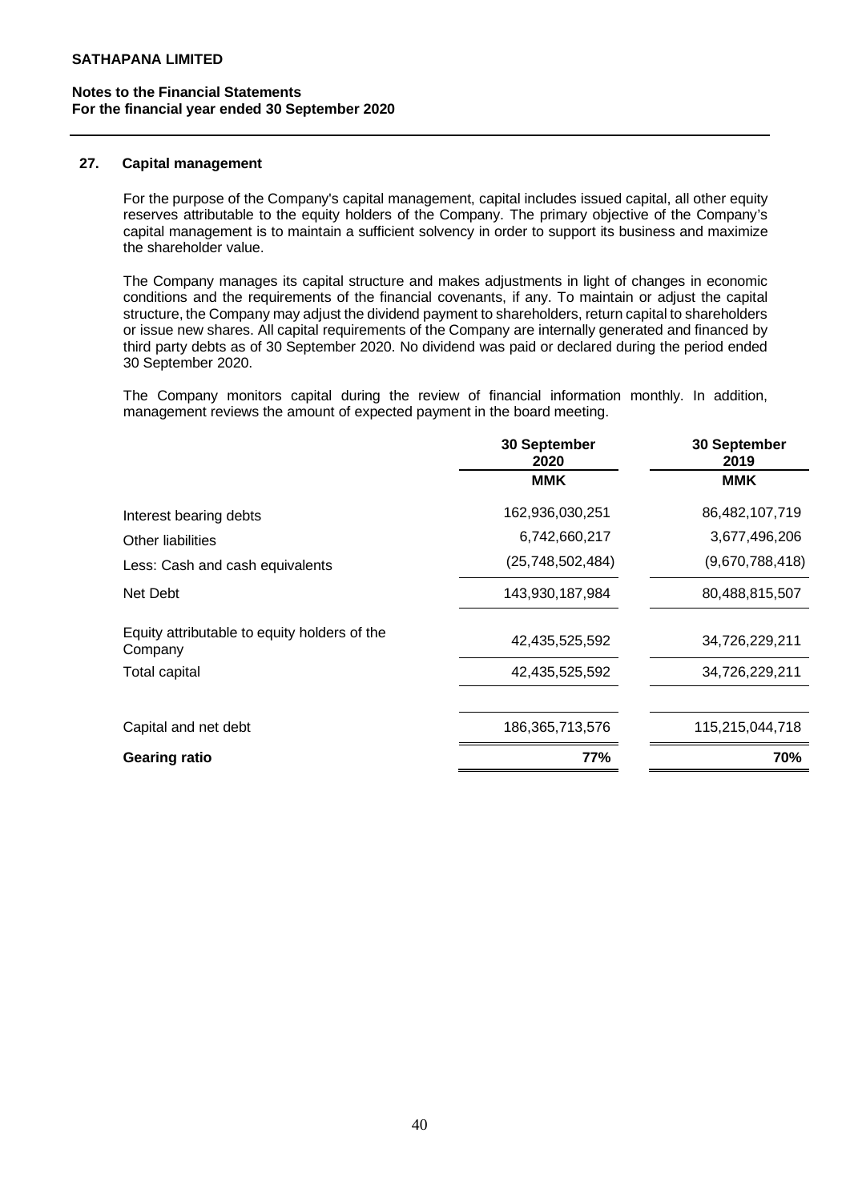**SATHAPANA LIMITED**

**Notes to the Financial Statements**
**For the financial year ended 30 September 2020**

## 27. Capital management

For the purpose of the Company's capital management, capital includes issued capital, all other equity reserves attributable to the equity holders of the Company. The primary objective of the Company's capital management is to maintain a sufficient solvency in order to support its business and maximize the shareholder value.

The Company manages its capital structure and makes adjustments in light of changes in economic conditions and the requirements of the financial covenants, if any. To maintain or adjust the capital structure, the Company may adjust the dividend payment to shareholders, return capital to shareholders or issue new shares. All capital requirements of the Company are internally generated and financed by third party debts as of 30 September 2020. No dividend was paid or declared during the period ended 30 September 2020.

The Company monitors capital during the review of financial information monthly. In addition, management reviews the amount of expected payment in the board meeting.

| | 30 September 2020 | 30 September 2019 |
|---|---|---|
| | **MMK** | **MMK** |
| Interest bearing debts | 162,936,030,251 | 86,482,107,719 |
| Other liabilities | 6,742,660,217 | 3,677,496,206 |
| Less: Cash and cash equivalents | (25,748,502,484) | (9,670,788,418) |
| Net Debt | 143,930,187,984 | 80,488,815,507 |
| Equity attributable to equity holders of the Company | 42,435,525,592 | 34,726,229,211 |
| Total capital | 42,435,525,592 | 34,726,229,211 |
| Capital and net debt | 186,365,713,576 | 115,215,044,718 |
| **Gearing ratio** | **77%** | **70%** |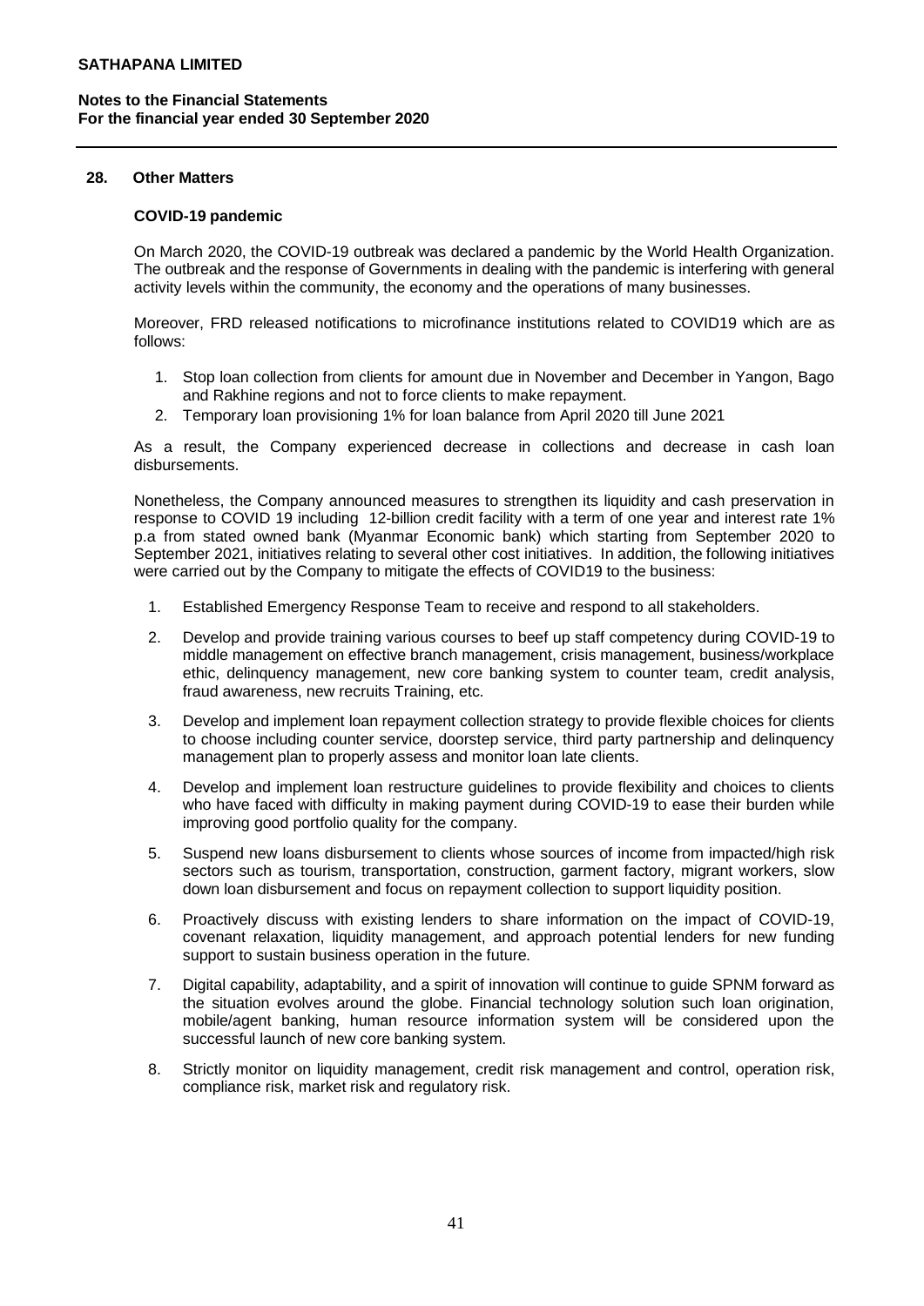## 28. Other Matters

### COVID-19 pandemic

On March 2020, the COVID-19 outbreak was declared a pandemic by the World Health Organization. The outbreak and the response of Governments in dealing with the pandemic is interfering with general activity levels within the community, the economy and the operations of many businesses.

Moreover, FRD released notifications to microfinance institutions related to COVID19 which are as follows:

1. Stop loan collection from clients for amount due in November and December in Yangon, Bago and Rakhine regions and not to force clients to make repayment.
2. Temporary loan provisioning 1% for loan balance from April 2020 till June 2021

As a result, the Company experienced decrease in collections and decrease in cash loan disbursements.

Nonetheless, the Company announced measures to strengthen its liquidity and cash preservation in response to COVID 19 including 12-billion credit facility with a term of one year and interest rate 1% p.a from stated owned bank (Myanmar Economic bank) which starting from September 2020 to September 2021, initiatives relating to several other cost initiatives. In addition, the following initiatives were carried out by the Company to mitigate the effects of COVID19 to the business:

1. Established Emergency Response Team to receive and respond to all stakeholders.
2. Develop and provide training various courses to beef up staff competency during COVID-19 to middle management on effective branch management, crisis management, business/workplace ethic, delinquency management, new core banking system to counter team, credit analysis, fraud awareness, new recruits Training, etc.
3. Develop and implement loan repayment collection strategy to provide flexible choices for clients to choose including counter service, doorstep service, third party partnership and delinquency management plan to properly assess and monitor loan late clients.
4. Develop and implement loan restructure guidelines to provide flexibility and choices to clients who have faced with difficulty in making payment during COVID-19 to ease their burden while improving good portfolio quality for the company.
5. Suspend new loans disbursement to clients whose sources of income from impacted/high risk sectors such as tourism, transportation, construction, garment factory, migrant workers, slow down loan disbursement and focus on repayment collection to support liquidity position.
6. Proactively discuss with existing lenders to share information on the impact of COVID-19, covenant relaxation, liquidity management, and approach potential lenders for new funding support to sustain business operation in the future.
7. Digital capability, adaptability, and a spirit of innovation will continue to guide SPNM forward as the situation evolves around the globe. Financial technology solution such loan origination, mobile/agent banking, human resource information system will be considered upon the successful launch of new core banking system.
8. Strictly monitor on liquidity management, credit risk management and control, operation risk, compliance risk, market risk and regulatory risk.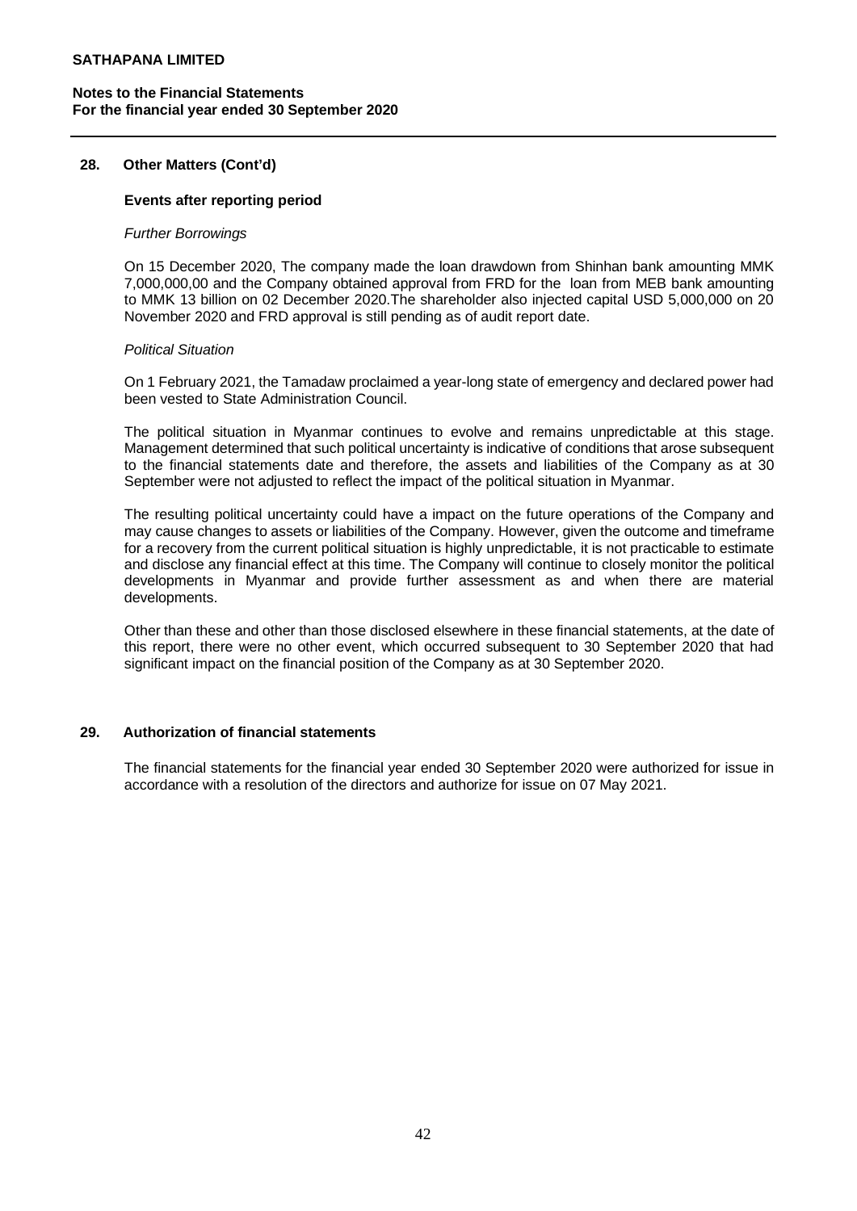## 28. Other Matters (Cont'd)

### Events after reporting period

*Further Borrowings*

On 15 December 2020, The company made the loan drawdown from Shinhan bank amounting MMK 7,000,000,00 and the Company obtained approval from FRD for the loan from MEB bank amounting to MMK 13 billion on 02 December 2020.The shareholder also injected capital USD 5,000,000 on 20 November 2020 and FRD approval is still pending as of audit report date.

*Political Situation*

On 1 February 2021, the Tamadaw proclaimed a year-long state of emergency and declared power had been vested to State Administration Council.

The political situation in Myanmar continues to evolve and remains unpredictable at this stage. Management determined that such political uncertainty is indicative of conditions that arose subsequent to the financial statements date and therefore, the assets and liabilities of the Company as at 30 September were not adjusted to reflect the impact of the political situation in Myanmar.

The resulting political uncertainty could have a impact on the future operations of the Company and may cause changes to assets or liabilities of the Company. However, given the outcome and timeframe for a recovery from the current political situation is highly unpredictable, it is not practicable to estimate and disclose any financial effect at this time. The Company will continue to closely monitor the political developments in Myanmar and provide further assessment as and when there are material developments.

Other than these and other than those disclosed elsewhere in these financial statements, at the date of this report, there were no other event, which occurred subsequent to 30 September 2020 that had significant impact on the financial position of the Company as at 30 September 2020.

## 29. Authorization of financial statements

The financial statements for the financial year ended 30 September 2020 were authorized for issue in accordance with a resolution of the directors and authorize for issue on 07 May 2021.